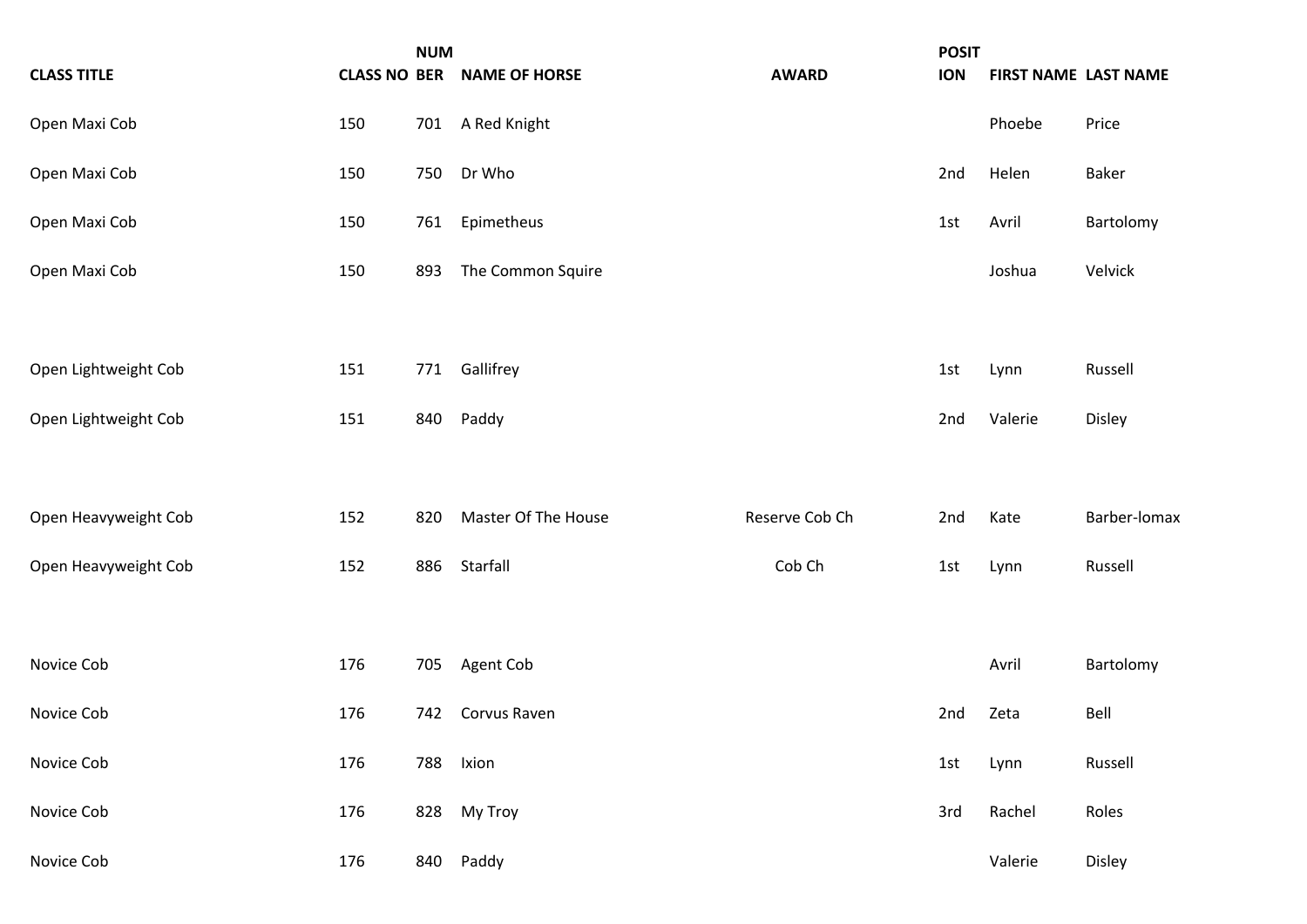| CLASS TITLE | CLASS NO | NUMBER | NAME OF HORSE | AWARD | POSITION | FIRST NAME | LAST NAME |
| --- | --- | --- | --- | --- | --- | --- | --- |
| Open Maxi Cob | 150 | 701 | A Red Knight | | | Phoebe | Price |
| Open Maxi Cob | 150 | 750 | Dr Who | | 2nd | Helen | Baker |
| Open Maxi Cob | 150 | 761 | Epimetheus | | 1st | Avril | Bartolomy |
| Open Maxi Cob | 150 | 893 | The Common Squire | | | Joshua | Velvick |
| | | | | | | | |
| Open Lightweight Cob | 151 | 771 | Gallifrey | | 1st | Lynn | Russell |
| Open Lightweight Cob | 151 | 840 | Paddy | | 2nd | Valerie | Disley |
| | | | | | | | |
| Open Heavyweight Cob | 152 | 820 | Master Of The House | Reserve Cob Ch | 2nd | Kate | Barber-lomax |
| Open Heavyweight Cob | 152 | 886 | Starfall | Cob Ch | 1st | Lynn | Russell |
| | | | | | | | |
| Novice Cob | 176 | 705 | Agent Cob | | | Avril | Bartolomy |
| Novice Cob | 176 | 742 | Corvus Raven | | 2nd | Zeta | Bell |
| Novice Cob | 176 | 788 | Ixion | | 1st | Lynn | Russell |
| Novice Cob | 176 | 828 | My Troy | | 3rd | Rachel | Roles |
| Novice Cob | 176 | 840 | Paddy | | | Valerie | Disley |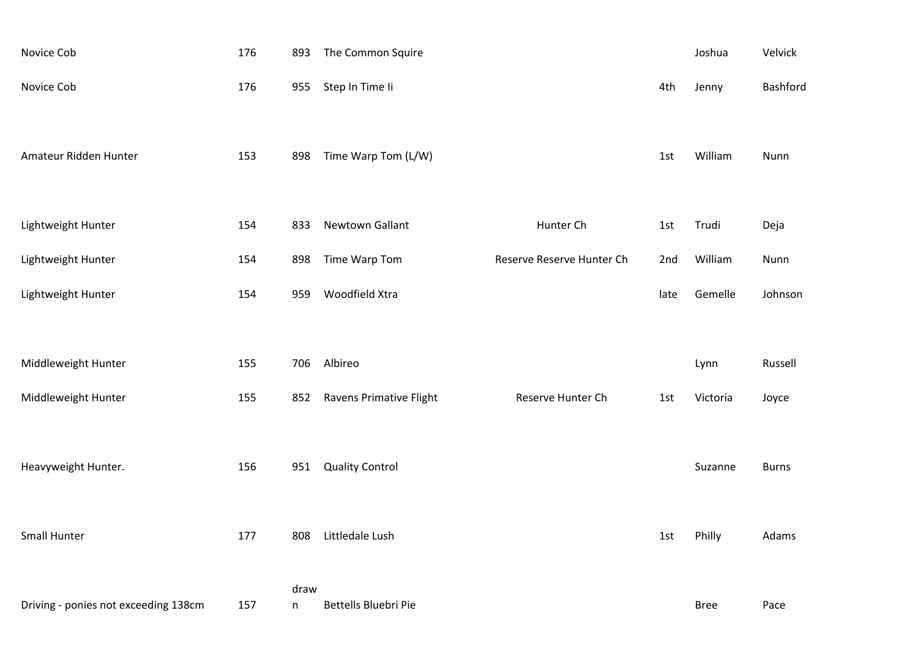| | | | | | | | |
|---|---|---|---|---|---|---|---|
| Novice Cob | 176 | 893 | The Common Squire | | | Joshua | Velvick |
| Novice Cob | 176 | 955 | Step In Time Ii | | 4th | Jenny | Bashford |
| | | | | | | | |
| Amateur Ridden Hunter | 153 | 898 | Time Warp Tom (L/W) | | 1st | William | Nunn |
| | | | | | | | |
| Lightweight Hunter | 154 | 833 | Newtown Gallant | Hunter Ch | 1st | Trudi | Deja |
| Lightweight Hunter | 154 | 898 | Time Warp Tom | Reserve Reserve Hunter Ch | 2nd | William | Nunn |
| Lightweight Hunter | 154 | 959 | Woodfield Xtra | | late | Gemelle | Johnson |
| | | | | | | | |
| Middleweight Hunter | 155 | 706 | Albireo | | | Lynn | Russell |
| Middleweight Hunter | 155 | 852 | Ravens Primative Flight | Reserve Hunter Ch | 1st | Victoria | Joyce |
| | | | | | | | |
| Heavyweight Hunter. | 156 | 951 | Quality Control | | | Suzanne | Burns |
| | | | | | | | |
| Small Hunter | 177 | 808 | Littledale Lush | | 1st | Philly | Adams |
| | | | | | | | |
| Driving - ponies not exceeding 138cm | 157 | drawn | Bettells Bluebri Pie | | | Bree | Pace |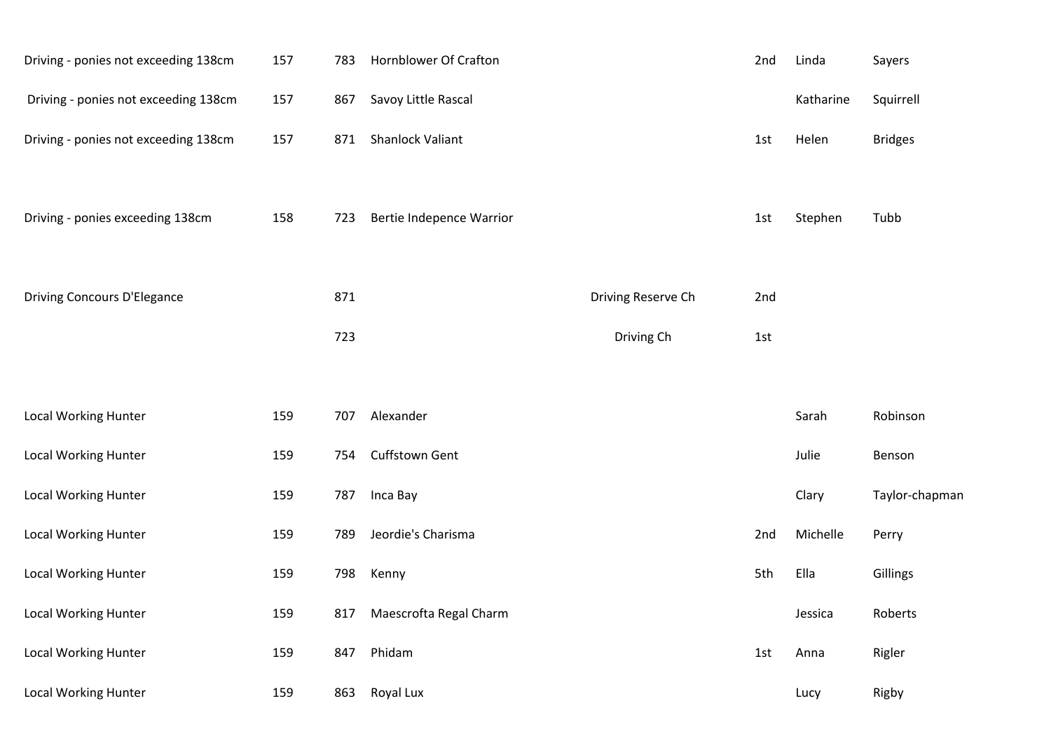| | | | | | | | |
|---|---|---|---|---|---|---|---|
| Driving - ponies not exceeding 138cm | 157 | 783 | Hornblower Of Crafton | | 2nd | Linda | Sayers |
| Driving - ponies not exceeding 138cm | 157 | 867 | Savoy Little Rascal | | | Katharine | Squirrell |
| Driving - ponies not exceeding 138cm | 157 | 871 | Shanlock Valiant | | 1st | Helen | Bridges |
| | | | | | | | |
| Driving - ponies exceeding 138cm | 158 | 723 | Bertie Indepence Warrior | | 1st | Stephen | Tubb |
| | | | | | | | |
| Driving Concours D'Elegance | | 871 | | Driving Reserve Ch | 2nd | | |
| | | 723 | | Driving Ch | 1st | | |
| | | | | | | | |
| Local Working Hunter | 159 | 707 | Alexander | | | Sarah | Robinson |
| Local Working Hunter | 159 | 754 | Cuffstown Gent | | | Julie | Benson |
| Local Working Hunter | 159 | 787 | Inca Bay | | | Clary | Taylor-chapman |
| Local Working Hunter | 159 | 789 | Jeordie's Charisma | | 2nd | Michelle | Perry |
| Local Working Hunter | 159 | 798 | Kenny | | 5th | Ella | Gillings |
| Local Working Hunter | 159 | 817 | Maescrofta Regal Charm | | | Jessica | Roberts |
| Local Working Hunter | 159 | 847 | Phidam | | 1st | Anna | Rigler |
| Local Working Hunter | 159 | 863 | Royal Lux | | | Lucy | Rigby |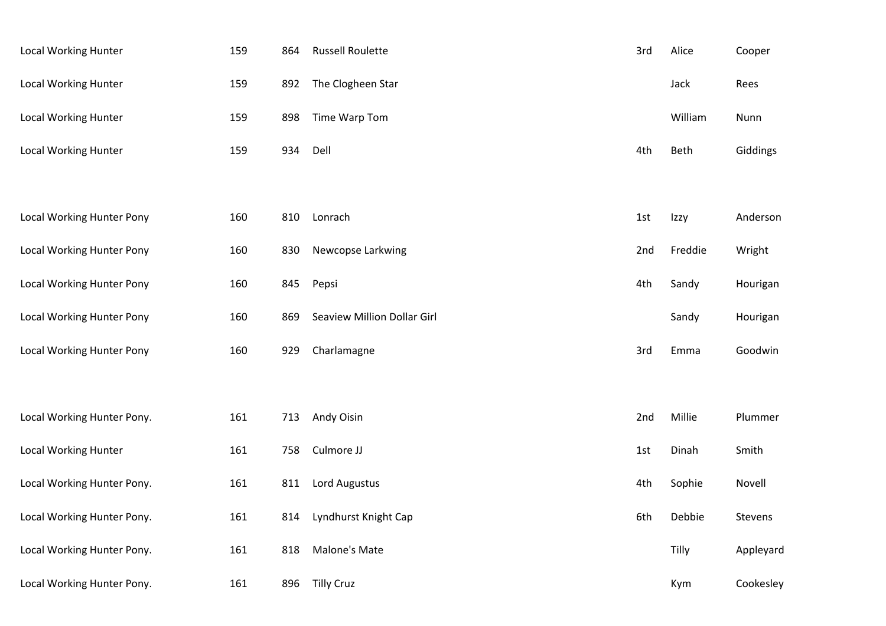| | | | | | | |
|---|---|---|---|---|---|---|
| Local Working Hunter | 159 | 864 | Russell Roulette | 3rd | Alice | Cooper |
| Local Working Hunter | 159 | 892 | The Clogheen Star | | Jack | Rees |
| Local Working Hunter | 159 | 898 | Time Warp Tom | | William | Nunn |
| Local Working Hunter | 159 | 934 | Dell | 4th | Beth | Giddings |
| | | | | | | |
| Local Working Hunter Pony | 160 | 810 | Lonrach | 1st | Izzy | Anderson |
| Local Working Hunter Pony | 160 | 830 | Newcopse Larkwing | 2nd | Freddie | Wright |
| Local Working Hunter Pony | 160 | 845 | Pepsi | 4th | Sandy | Hourigan |
| Local Working Hunter Pony | 160 | 869 | Seaview Million Dollar Girl | | Sandy | Hourigan |
| Local Working Hunter Pony | 160 | 929 | Charlamagne | 3rd | Emma | Goodwin |
| | | | | | | |
| Local Working Hunter Pony. | 161 | 713 | Andy Oisin | 2nd | Millie | Plummer |
| Local Working Hunter | 161 | 758 | Culmore JJ | 1st | Dinah | Smith |
| Local Working Hunter Pony. | 161 | 811 | Lord Augustus | 4th | Sophie | Novell |
| Local Working Hunter Pony. | 161 | 814 | Lyndhurst Knight Cap | 6th | Debbie | Stevens |
| Local Working Hunter Pony. | 161 | 818 | Malone's Mate | | Tilly | Appleyard |
| Local Working Hunter Pony. | 161 | 896 | Tilly Cruz | | Kym | Cookesley |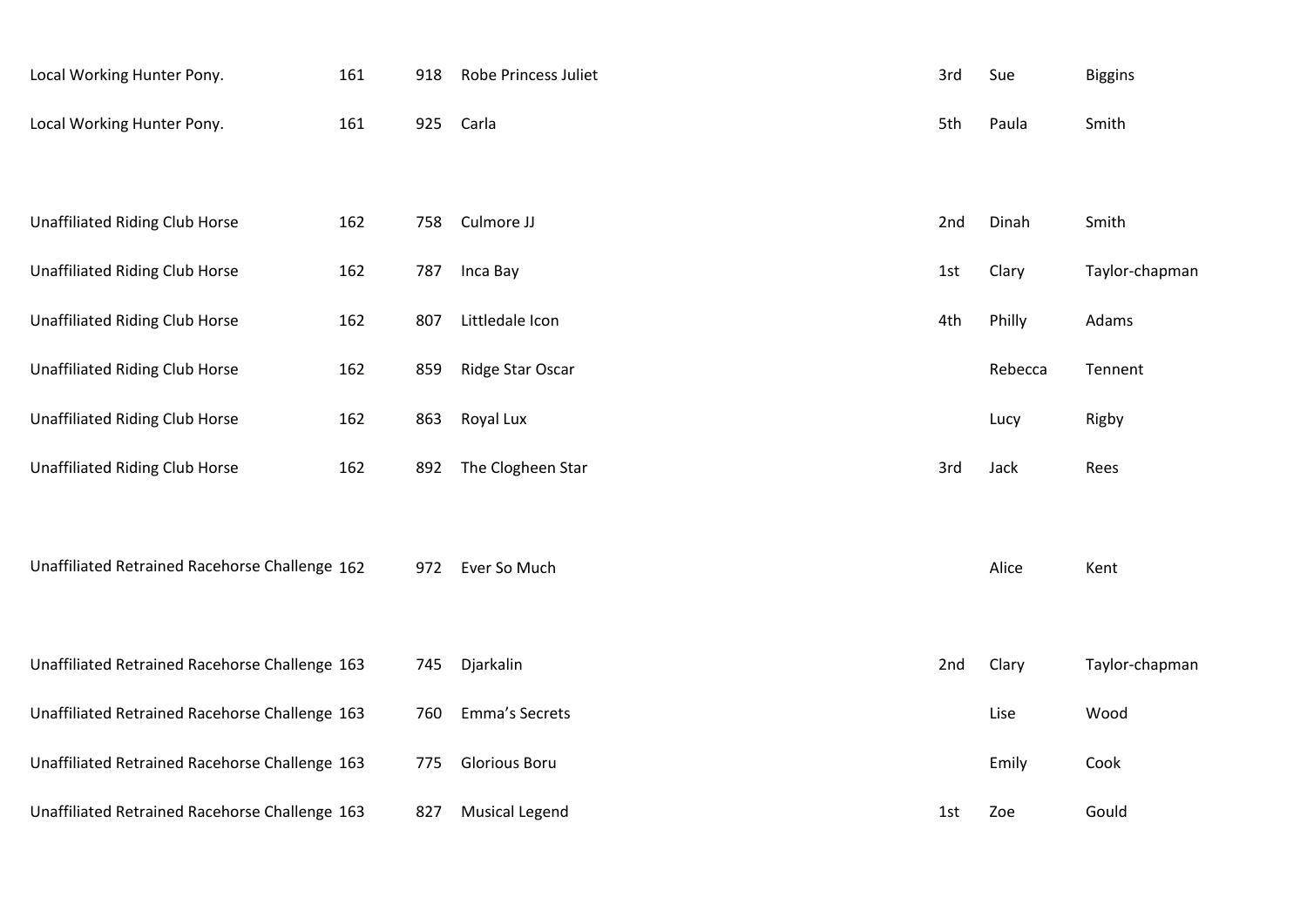| | | | | | | |
|---|---|---|---|---|---|---|
| Local Working Hunter Pony. | 161 | 918 | Robe Princess Juliet | 3rd | Sue | Biggins |
| Local Working Hunter Pony. | 161 | 925 | Carla | 5th | Paula | Smith |
| | | | | | | |
| Unaffiliated Riding Club Horse | 162 | 758 | Culmore JJ | 2nd | Dinah | Smith |
| Unaffiliated Riding Club Horse | 162 | 787 | Inca Bay | 1st | Clary | Taylor-chapman |
| Unaffiliated Riding Club Horse | 162 | 807 | Littledale Icon | 4th | Philly | Adams |
| Unaffiliated Riding Club Horse | 162 | 859 | Ridge Star Oscar | | Rebecca | Tennent |
| Unaffiliated Riding Club Horse | 162 | 863 | Royal Lux | | Lucy | Rigby |
| Unaffiliated Riding Club Horse | 162 | 892 | The Clogheen Star | 3rd | Jack | Rees |
| | | | | | | |
| Unaffiliated Retrained Racehorse Challenge | 162 | 972 | Ever So Much | | Alice | Kent |
| | | | | | | |
| Unaffiliated Retrained Racehorse Challenge | 163 | 745 | Djarkalin | 2nd | Clary | Taylor-chapman |
| Unaffiliated Retrained Racehorse Challenge | 163 | 760 | Emma's Secrets | | Lise | Wood |
| Unaffiliated Retrained Racehorse Challenge | 163 | 775 | Glorious Boru | | Emily | Cook |
| Unaffiliated Retrained Racehorse Challenge | 163 | 827 | Musical Legend | 1st | Zoe | Gould |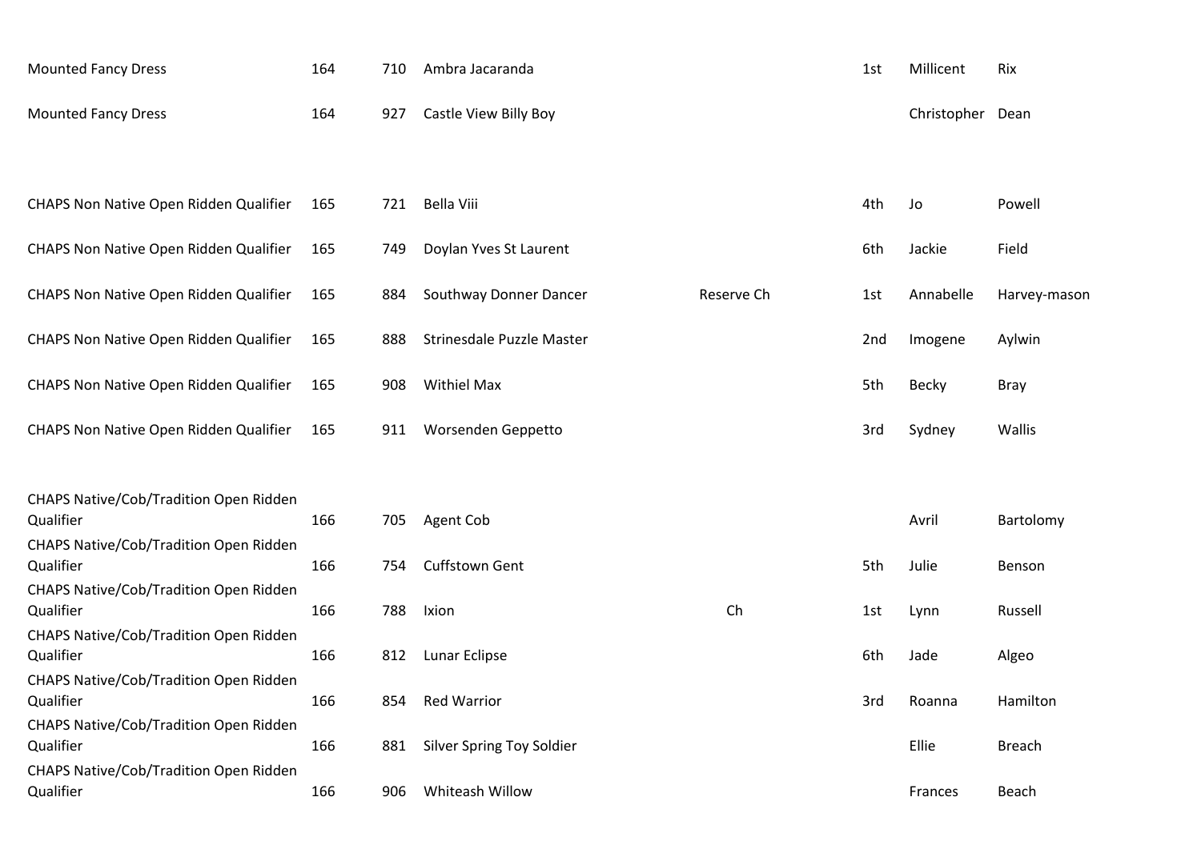| | | | | | | | |
|---|---|---|---|---|---|---|---|
| Mounted Fancy Dress | 164 | 710 | Ambra Jacaranda | | 1st | Millicent | Rix |
| Mounted Fancy Dress | 164 | 927 | Castle View Billy Boy | | | Christopher | Dean |
| | | | | | | | |
| CHAPS Non Native Open Ridden Qualifier | 165 | 721 | Bella Viii | | 4th | Jo | Powell |
| CHAPS Non Native Open Ridden Qualifier | 165 | 749 | Doylan Yves St Laurent | | 6th | Jackie | Field |
| CHAPS Non Native Open Ridden Qualifier | 165 | 884 | Southway Donner Dancer | Reserve Ch | 1st | Annabelle | Harvey-mason |
| CHAPS Non Native Open Ridden Qualifier | 165 | 888 | Strinesdale Puzzle Master | | 2nd | Imogene | Aylwin |
| CHAPS Non Native Open Ridden Qualifier | 165 | 908 | Withiel Max | | 5th | Becky | Bray |
| CHAPS Non Native Open Ridden Qualifier | 165 | 911 | Worsenden Geppetto | | 3rd | Sydney | Wallis |
| | | | | | | | |
| CHAPS Native/Cob/Tradition Open Ridden Qualifier | 166 | 705 | Agent Cob | | | Avril | Bartolomy |
| CHAPS Native/Cob/Tradition Open Ridden Qualifier | 166 | 754 | Cuffstown Gent | | 5th | Julie | Benson |
| CHAPS Native/Cob/Tradition Open Ridden Qualifier | 166 | 788 | Ixion | Ch | 1st | Lynn | Russell |
| CHAPS Native/Cob/Tradition Open Ridden Qualifier | 166 | 812 | Lunar Eclipse | | 6th | Jade | Algeo |
| CHAPS Native/Cob/Tradition Open Ridden Qualifier | 166 | 854 | Red Warrior | | 3rd | Roanna | Hamilton |
| CHAPS Native/Cob/Tradition Open Ridden Qualifier | 166 | 881 | Silver Spring Toy Soldier | | | Ellie | Breach |
| CHAPS Native/Cob/Tradition Open Ridden Qualifier | 166 | 906 | Whiteash Willow | | | Frances | Beach |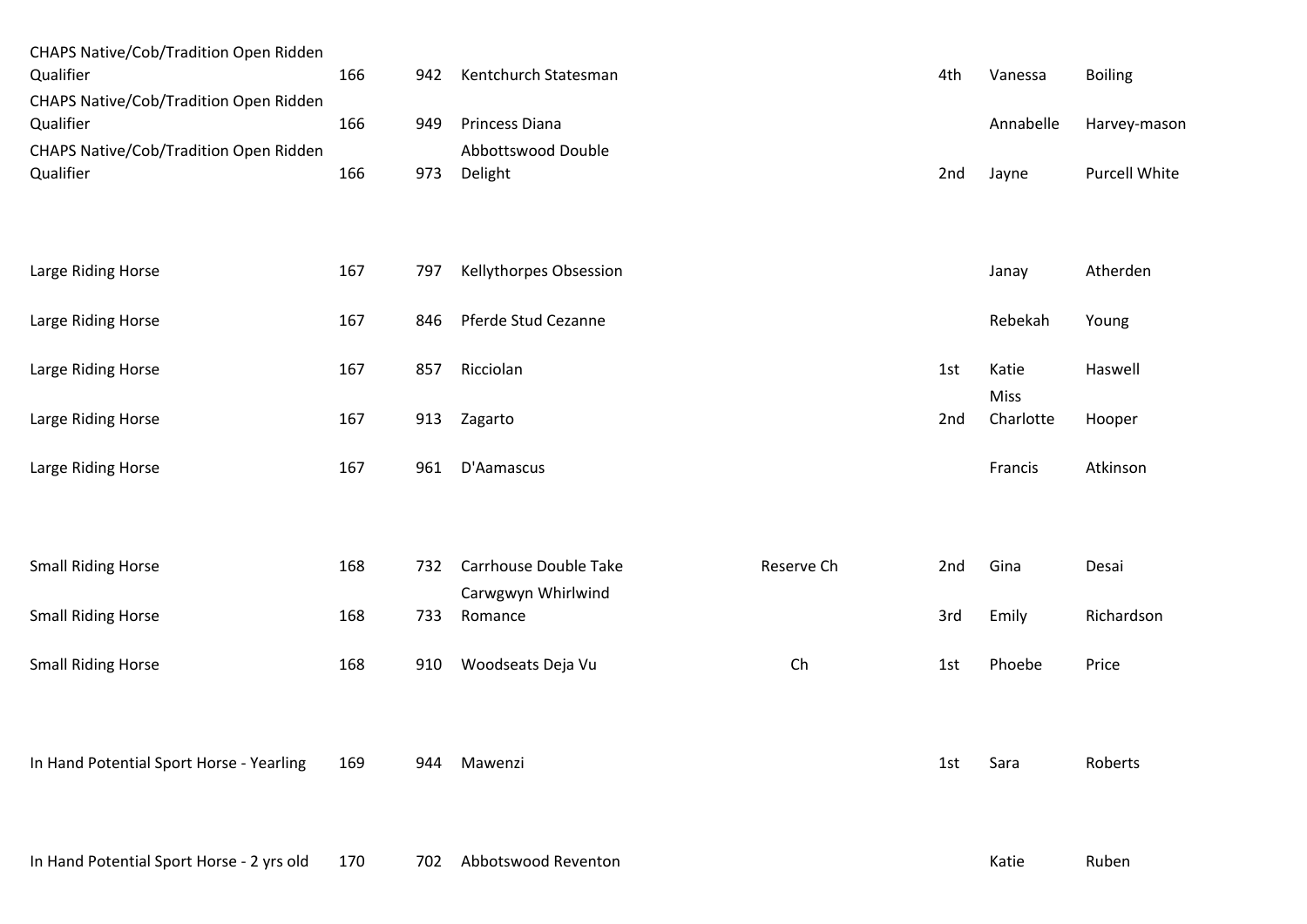| | | | | | | | |
|---|---|---|---|---|---|---|---|
| CHAPS Native/Cob/Tradition Open Ridden Qualifier | 166 | 942 | Kentchurch Statesman | | 4th | Vanessa | Boiling |
| CHAPS Native/Cob/Tradition Open Ridden Qualifier | 166 | 949 | Princess Diana | | | Annabelle | Harvey-mason |
| CHAPS Native/Cob/Tradition Open Ridden Qualifier | 166 | 973 | Abbottswood Double Delight | | 2nd | Jayne | Purcell White |
| | | | | | | | |
| Large Riding Horse | 167 | 797 | Kellythorpes Obsession | | | Janay | Atherden |
| Large Riding Horse | 167 | 846 | Pferde Stud Cezanne | | | Rebekah | Young |
| Large Riding Horse | 167 | 857 | Ricciolan | | 1st | Katie | Haswell |
| Large Riding Horse | 167 | 913 | Zagarto | | 2nd | Miss Charlotte | Hooper |
| Large Riding Horse | 167 | 961 | D'Aamascus | | | Francis | Atkinson |
| | | | | | | | |
| Small Riding Horse | 168 | 732 | Carrhouse Double Take | Reserve Ch | 2nd | Gina | Desai |
| Small Riding Horse | 168 | 733 | Carwgwyn Whirlwind Romance | | 3rd | Emily | Richardson |
| Small Riding Horse | 168 | 910 | Woodseats Deja Vu | Ch | 1st | Phoebe | Price |
| | | | | | | | |
| In Hand Potential Sport Horse - Yearling | 169 | 944 | Mawenzi | | 1st | Sara | Roberts |
| | | | | | | | |
| In Hand Potential Sport Horse - 2 yrs old | 170 | 702 | Abbotswood Reventon | | | Katie | Ruben |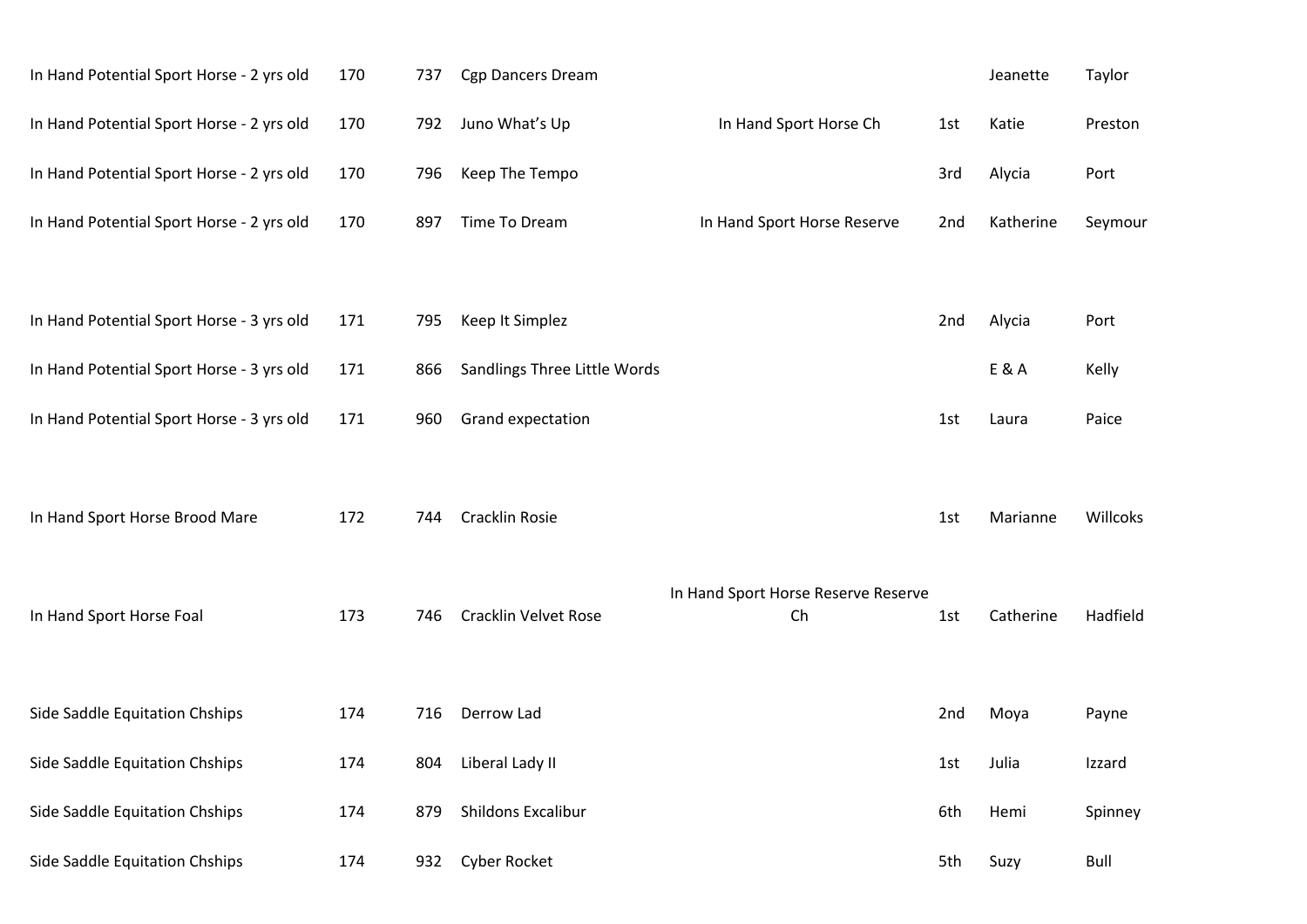| | | | | | | | |
|---|---|---|---|---|---|---|---|
| In Hand Potential Sport Horse - 2 yrs old | 170 | 737 | Cgp Dancers Dream | | | Jeanette | Taylor |
| In Hand Potential Sport Horse - 2 yrs old | 170 | 792 | Juno What's Up | In Hand Sport Horse Ch | 1st | Katie | Preston |
| In Hand Potential Sport Horse - 2 yrs old | 170 | 796 | Keep The Tempo | | 3rd | Alycia | Port |
| In Hand Potential Sport Horse - 2 yrs old | 170 | 897 | Time To Dream | In Hand Sport Horse Reserve | 2nd | Katherine | Seymour |
| | | | | | | | |
| In Hand Potential Sport Horse - 3 yrs old | 171 | 795 | Keep It Simplez | | 2nd | Alycia | Port |
| In Hand Potential Sport Horse - 3 yrs old | 171 | 866 | Sandlings Three Little Words | | | E & A | Kelly |
| In Hand Potential Sport Horse - 3 yrs old | 171 | 960 | Grand expectation | | 1st | Laura | Paice |
| | | | | | | | |
| In Hand Sport Horse Brood Mare | 172 | 744 | Cracklin Rosie | | 1st | Marianne | Willcoks |
| | | | | | | | |
| In Hand Sport Horse Foal | 173 | 746 | Cracklin Velvet Rose | In Hand Sport Horse Reserve Reserve Ch | 1st | Catherine | Hadfield |
| | | | | | | | |
| Side Saddle Equitation Chships | 174 | 716 | Derrow Lad | | 2nd | Moya | Payne |
| Side Saddle Equitation Chships | 174 | 804 | Liberal Lady II | | 1st | Julia | Izzard |
| Side Saddle Equitation Chships | 174 | 879 | Shildons Excalibur | | 6th | Hemi | Spinney |
| Side Saddle Equitation Chships | 174 | 932 | Cyber Rocket | | 5th | Suzy | Bull |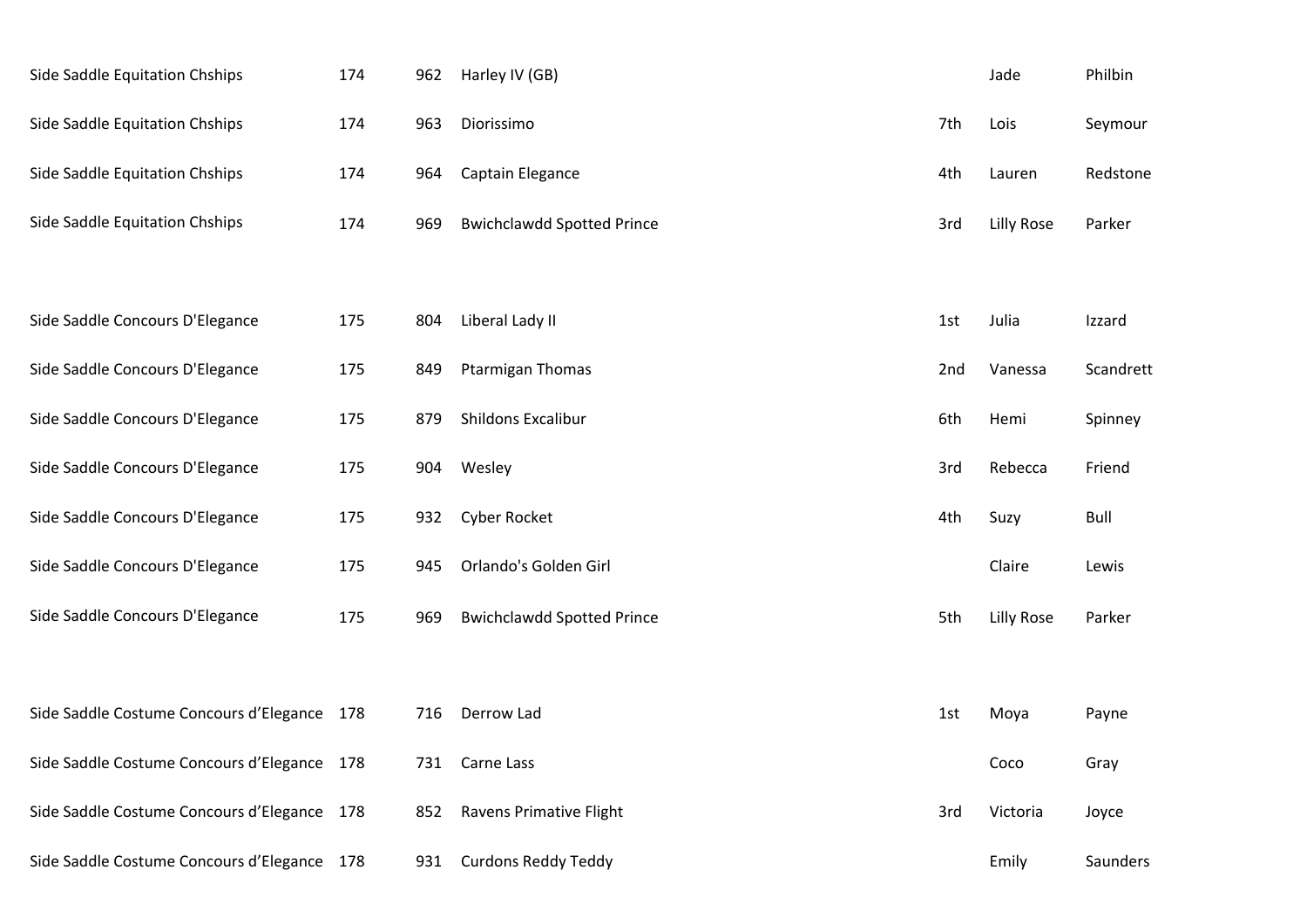| | | | | | | |
|---|---|---|---|---|---|---|
| Side Saddle Equitation Chships | 174 | 962 | Harley IV (GB) | | Jade | Philbin |
| Side Saddle Equitation Chships | 174 | 963 | Diorissimo | 7th | Lois | Seymour |
| Side Saddle Equitation Chships | 174 | 964 | Captain Elegance | 4th | Lauren | Redstone |
| Side Saddle Equitation Chships | 174 | 969 | Bwichclawdd Spotted Prince | 3rd | Lilly Rose | Parker |
| | | | | | | |
| Side Saddle Concours D'Elegance | 175 | 804 | Liberal Lady II | 1st | Julia | Izzard |
| Side Saddle Concours D'Elegance | 175 | 849 | Ptarmigan Thomas | 2nd | Vanessa | Scandrett |
| Side Saddle Concours D'Elegance | 175 | 879 | Shildons Excalibur | 6th | Hemi | Spinney |
| Side Saddle Concours D'Elegance | 175 | 904 | Wesley | 3rd | Rebecca | Friend |
| Side Saddle Concours D'Elegance | 175 | 932 | Cyber Rocket | 4th | Suzy | Bull |
| Side Saddle Concours D'Elegance | 175 | 945 | Orlando's Golden Girl | | Claire | Lewis |
| Side Saddle Concours D'Elegance | 175 | 969 | Bwichclawdd Spotted Prince | 5th | Lilly Rose | Parker |
| | | | | | | |
| Side Saddle Costume Concours d'Elegance | 178 | 716 | Derrow Lad | 1st | Moya | Payne |
| Side Saddle Costume Concours d'Elegance | 178 | 731 | Carne Lass | | Coco | Gray |
| Side Saddle Costume Concours d'Elegance | 178 | 852 | Ravens Primative Flight | 3rd | Victoria | Joyce |
| Side Saddle Costume Concours d'Elegance | 178 | 931 | Curdons Reddy Teddy | | Emily | Saunders |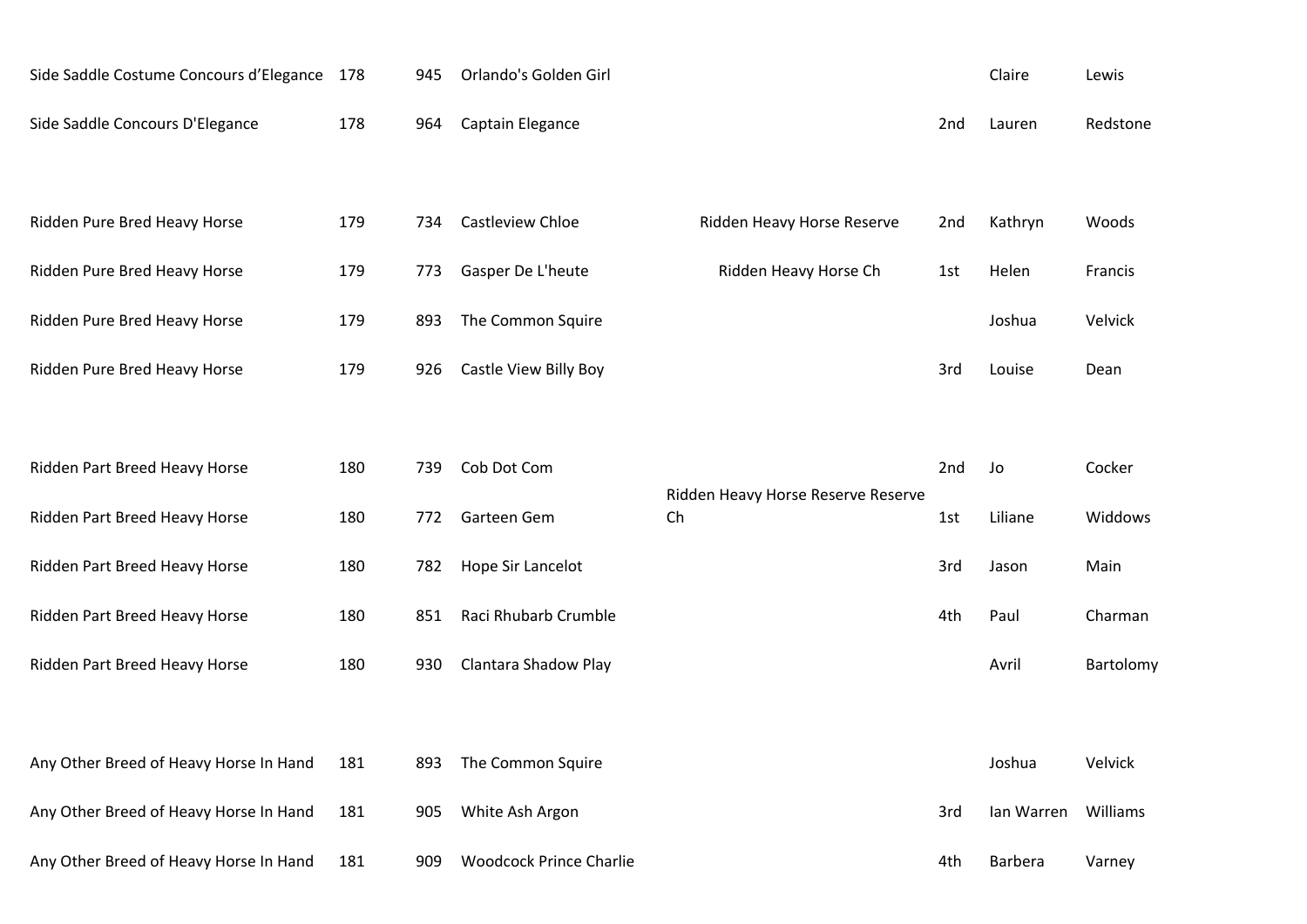| | | | | | | | |
|---|---|---|---|---|---|---|---|
| Side Saddle Costume Concours d'Elegance | 178 | 945 | Orlando's Golden Girl | | | Claire | Lewis |
| Side Saddle Concours D'Elegance | 178 | 964 | Captain Elegance | | 2nd | Lauren | Redstone |
| | | | | | | | |
| Ridden Pure Bred Heavy Horse | 179 | 734 | Castleview Chloe | Ridden Heavy Horse Reserve | 2nd | Kathryn | Woods |
| Ridden Pure Bred Heavy Horse | 179 | 773 | Gasper De L'heute | Ridden Heavy Horse Ch | 1st | Helen | Francis |
| Ridden Pure Bred Heavy Horse | 179 | 893 | The Common Squire | | | Joshua | Velvick |
| Ridden Pure Bred Heavy Horse | 179 | 926 | Castle View Billy Boy | | 3rd | Louise | Dean |
| | | | | | | | |
| Ridden Part Breed Heavy Horse | 180 | 739 | Cob Dot Com | | 2nd | Jo | Cocker |
| Ridden Part Breed Heavy Horse | 180 | 772 | Garteen Gem | Ridden Heavy Horse Reserve Reserve Ch | 1st | Liliane | Widdows |
| Ridden Part Breed Heavy Horse | 180 | 782 | Hope Sir Lancelot | | 3rd | Jason | Main |
| Ridden Part Breed Heavy Horse | 180 | 851 | Raci Rhubarb Crumble | | 4th | Paul | Charman |
| Ridden Part Breed Heavy Horse | 180 | 930 | Clantara Shadow Play | | | Avril | Bartolomy |
| | | | | | | | |
| Any Other Breed of Heavy Horse In Hand | 181 | 893 | The Common Squire | | | Joshua | Velvick |
| Any Other Breed of Heavy Horse In Hand | 181 | 905 | White Ash Argon | | 3rd | Ian Warren | Williams |
| Any Other Breed of Heavy Horse In Hand | 181 | 909 | Woodcock Prince Charlie | | 4th | Barbera | Varney |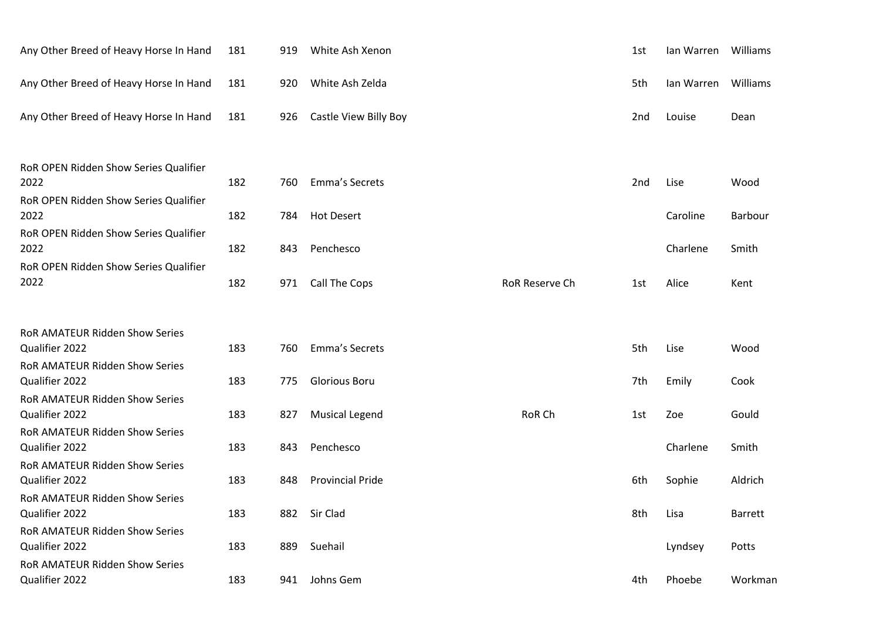| | | | | | | | |
|---|---|---|---|---|---|---|---|
| Any Other Breed of Heavy Horse In Hand | 181 | 919 | White Ash Xenon | | 1st | Ian Warren | Williams |
| Any Other Breed of Heavy Horse In Hand | 181 | 920 | White Ash Zelda | | 5th | Ian Warren | Williams |
| Any Other Breed of Heavy Horse In Hand | 181 | 926 | Castle View Billy Boy | | 2nd | Louise | Dean |
| RoR OPEN Ridden Show Series Qualifier 2022 | 182 | 760 | Emma's Secrets | | 2nd | Lise | Wood |
| RoR OPEN Ridden Show Series Qualifier 2022 | 182 | 784 | Hot Desert | | | Caroline | Barbour |
| RoR OPEN Ridden Show Series Qualifier 2022 | 182 | 843 | Penchesco | | | Charlene | Smith |
| RoR OPEN Ridden Show Series Qualifier 2022 | 182 | 971 | Call The Cops | RoR Reserve Ch | 1st | Alice | Kent |
| RoR AMATEUR Ridden Show Series Qualifier 2022 | 183 | 760 | Emma's Secrets | | 5th | Lise | Wood |
| RoR AMATEUR Ridden Show Series Qualifier 2022 | 183 | 775 | Glorious Boru | | 7th | Emily | Cook |
| RoR AMATEUR Ridden Show Series Qualifier 2022 | 183 | 827 | Musical Legend | RoR Ch | 1st | Zoe | Gould |
| RoR AMATEUR Ridden Show Series Qualifier 2022 | 183 | 843 | Penchesco | | | Charlene | Smith |
| RoR AMATEUR Ridden Show Series Qualifier 2022 | 183 | 848 | Provincial Pride | | 6th | Sophie | Aldrich |
| RoR AMATEUR Ridden Show Series Qualifier 2022 | 183 | 882 | Sir Clad | | 8th | Lisa | Barrett |
| RoR AMATEUR Ridden Show Series Qualifier 2022 | 183 | 889 | Suehail | | | Lyndsey | Potts |
| RoR AMATEUR Ridden Show Series Qualifier 2022 | 183 | 941 | Johns Gem | | 4th | Phoebe | Workman |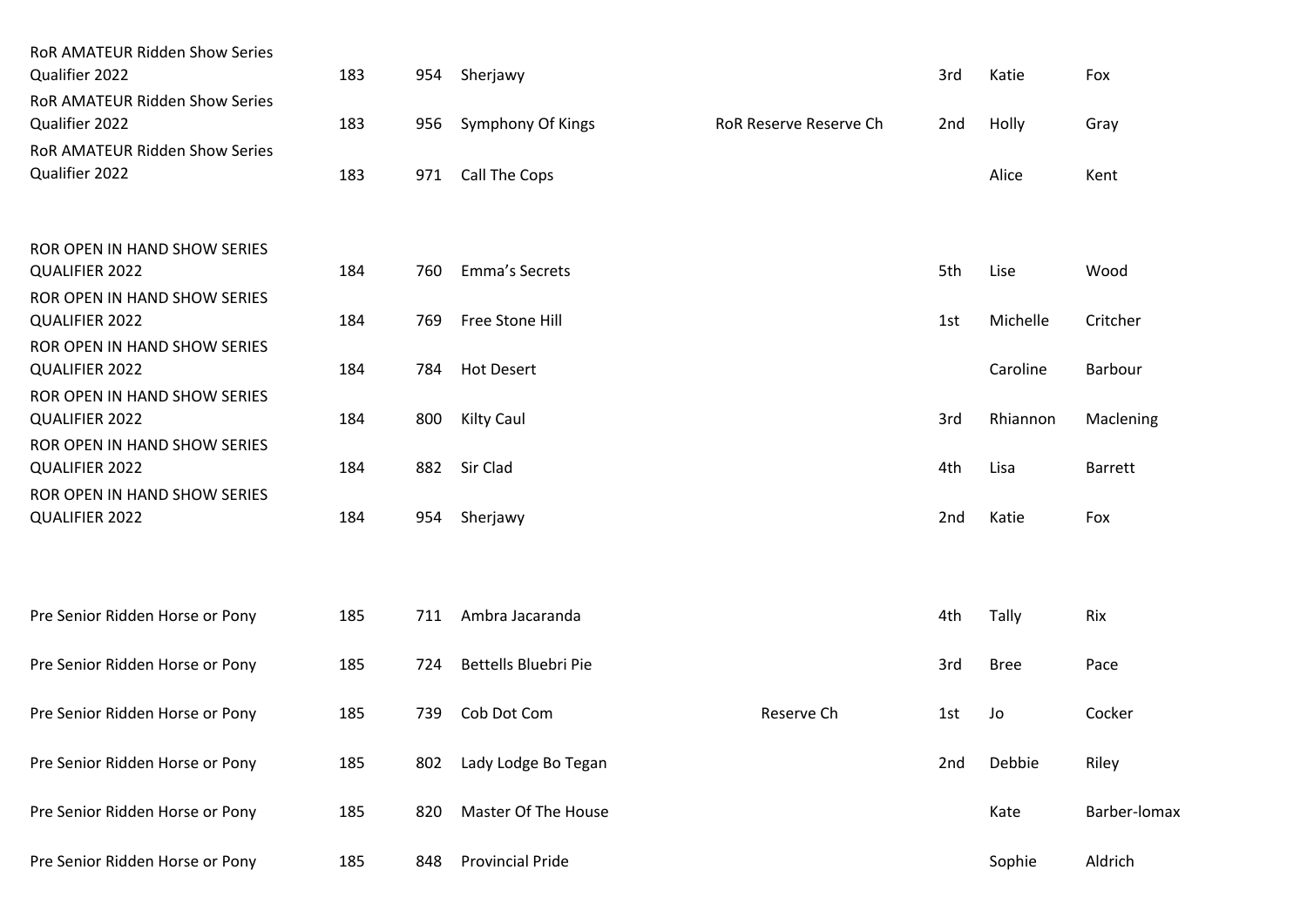| | | | | | | | |
|---|---|---|---|---|---|---|---|
| RoR AMATEUR Ridden Show Series Qualifier 2022 | 183 | 954 | Sherjawy | | 3rd | Katie | Fox |
| RoR AMATEUR Ridden Show Series Qualifier 2022 | 183 | 956 | Symphony Of Kings | RoR Reserve Reserve Ch | 2nd | Holly | Gray |
| RoR AMATEUR Ridden Show Series Qualifier 2022 | 183 | 971 | Call The Cops | | | Alice | Kent |
| | | | | | | | |
| ROR OPEN IN HAND SHOW SERIES QUALIFIER 2022 | 184 | 760 | Emma's Secrets | | 5th | Lise | Wood |
| ROR OPEN IN HAND SHOW SERIES QUALIFIER 2022 | 184 | 769 | Free Stone Hill | | 1st | Michelle | Critcher |
| ROR OPEN IN HAND SHOW SERIES QUALIFIER 2022 | 184 | 784 | Hot Desert | | | Caroline | Barbour |
| ROR OPEN IN HAND SHOW SERIES QUALIFIER 2022 | 184 | 800 | Kilty Caul | | 3rd | Rhiannon | Maclening |
| ROR OPEN IN HAND SHOW SERIES QUALIFIER 2022 | 184 | 882 | Sir Clad | | 4th | Lisa | Barrett |
| ROR OPEN IN HAND SHOW SERIES QUALIFIER 2022 | 184 | 954 | Sherjawy | | 2nd | Katie | Fox |
| | | | | | | | |
| Pre Senior Ridden Horse or Pony | 185 | 711 | Ambra Jacaranda | | 4th | Tally | Rix |
| Pre Senior Ridden Horse or Pony | 185 | 724 | Bettells Bluebri Pie | | 3rd | Bree | Pace |
| Pre Senior Ridden Horse or Pony | 185 | 739 | Cob Dot Com | Reserve Ch | 1st | Jo | Cocker |
| Pre Senior Ridden Horse or Pony | 185 | 802 | Lady Lodge Bo Tegan | | 2nd | Debbie | Riley |
| Pre Senior Ridden Horse or Pony | 185 | 820 | Master Of The House | | | Kate | Barber-lomax |
| Pre Senior Ridden Horse or Pony | 185 | 848 | Provincial Pride | | | Sophie | Aldrich |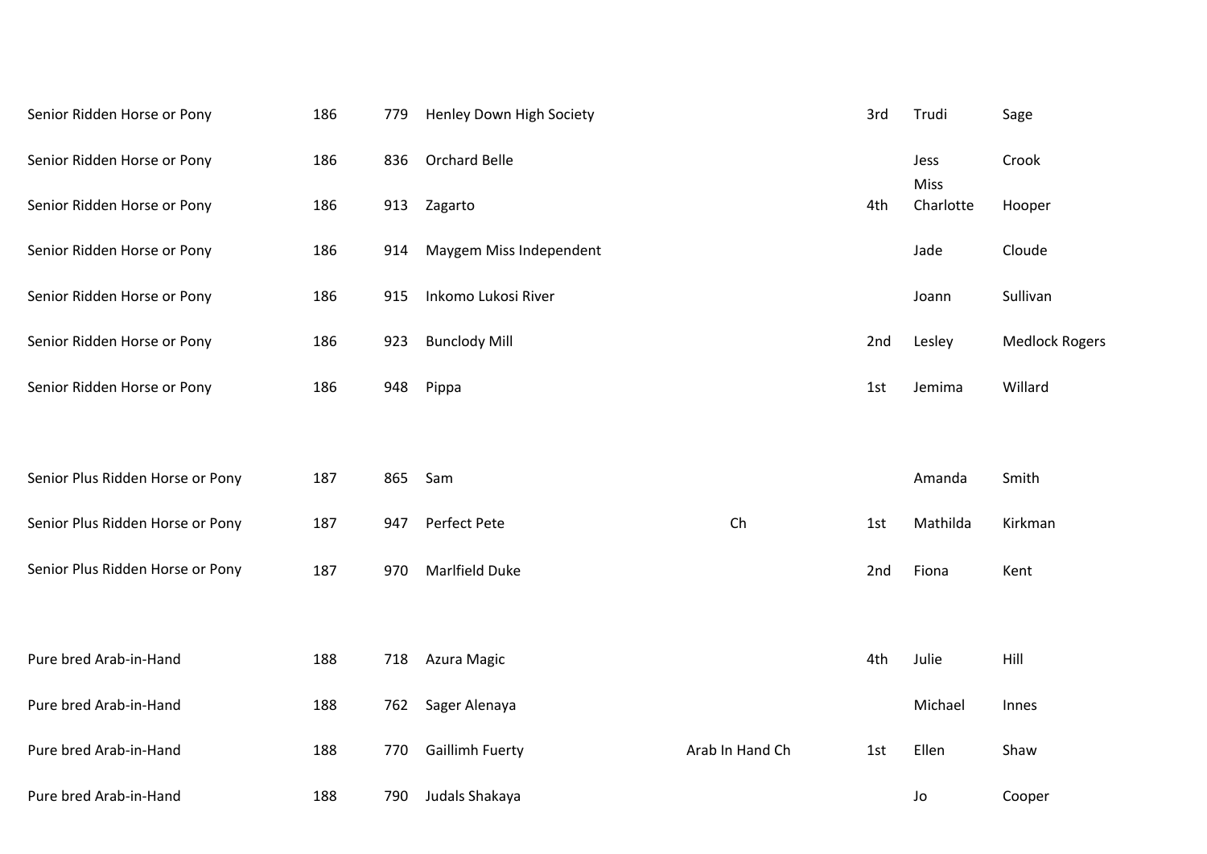| | | | | | | | |
|---|---|---|---|---|---|---|---|
| Senior Ridden Horse or Pony | 186 | 779 | Henley Down High Society | | 3rd | Trudi | Sage |
| Senior Ridden Horse or Pony | 186 | 836 | Orchard Belle | | | Jess | Crook |
| Senior Ridden Horse or Pony | 186 | 913 | Zagarto | | 4th | Miss Charlotte | Hooper |
| Senior Ridden Horse or Pony | 186 | 914 | Maygem Miss Independent | | | Jade | Cloude |
| Senior Ridden Horse or Pony | 186 | 915 | Inkomo Lukosi River | | | Joann | Sullivan |
| Senior Ridden Horse or Pony | 186 | 923 | Bunclody Mill | | 2nd | Lesley | Medlock Rogers |
| Senior Ridden Horse or Pony | 186 | 948 | Pippa | | 1st | Jemima | Willard |
| | | | | | | | |
| Senior Plus Ridden Horse or Pony | 187 | 865 | Sam | | | Amanda | Smith |
| Senior Plus Ridden Horse or Pony | 187 | 947 | Perfect Pete | Ch | 1st | Mathilda | Kirkman |
| Senior Plus Ridden Horse or Pony | 187 | 970 | Marlfield Duke | | 2nd | Fiona | Kent |
| | | | | | | | |
| Pure bred Arab-in-Hand | 188 | 718 | Azura Magic | | 4th | Julie | Hill |
| Pure bred Arab-in-Hand | 188 | 762 | Sager Alenaya | | | Michael | Innes |
| Pure bred Arab-in-Hand | 188 | 770 | Gaillimh Fuerty | Arab In Hand Ch | 1st | Ellen | Shaw |
| Pure bred Arab-in-Hand | 188 | 790 | Judals Shakaya | | | Jo | Cooper |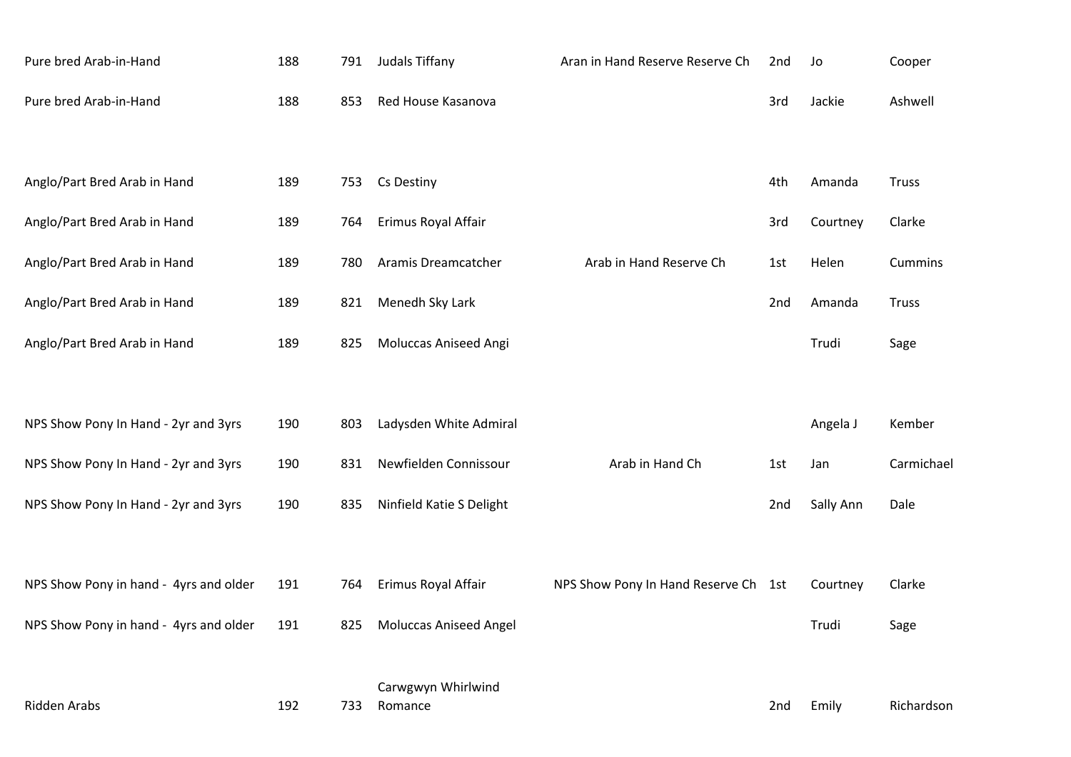| | | | | | | | |
|---|---|---|---|---|---|---|---|
| Pure bred Arab-in-Hand | 188 | 791 | Judals Tiffany | Aran in Hand Reserve Reserve Ch | 2nd | Jo | Cooper |
| Pure bred Arab-in-Hand | 188 | 853 | Red House Kasanova | | 3rd | Jackie | Ashwell |
| | | | | | | | |
| Anglo/Part Bred Arab in Hand | 189 | 753 | Cs Destiny | | 4th | Amanda | Truss |
| Anglo/Part Bred Arab in Hand | 189 | 764 | Erimus Royal Affair | | 3rd | Courtney | Clarke |
| Anglo/Part Bred Arab in Hand | 189 | 780 | Aramis Dreamcatcher | Arab in Hand Reserve Ch | 1st | Helen | Cummins |
| Anglo/Part Bred Arab in Hand | 189 | 821 | Menedh Sky Lark | | 2nd | Amanda | Truss |
| Anglo/Part Bred Arab in Hand | 189 | 825 | Moluccas Aniseed Angi | | | Trudi | Sage |
| | | | | | | | |
| NPS Show Pony In Hand - 2yr and 3yrs | 190 | 803 | Ladysden White Admiral | | | Angela J | Kember |
| NPS Show Pony In Hand - 2yr and 3yrs | 190 | 831 | Newfielden Connissour | Arab in Hand Ch | 1st | Jan | Carmichael |
| NPS Show Pony In Hand - 2yr and 3yrs | 190 | 835 | Ninfield Katie S Delight | | 2nd | Sally Ann | Dale |
| | | | | | | | |
| NPS Show Pony in hand - 4yrs and older | 191 | 764 | Erimus Royal Affair | NPS Show Pony In Hand Reserve Ch | 1st | Courtney | Clarke |
| NPS Show Pony in hand - 4yrs and older | 191 | 825 | Moluccas Aniseed Angel | | | Trudi | Sage |
| | | | | | | | |
| Ridden Arabs | 192 | 733 | Carwgwyn Whirlwind Romance | | 2nd | Emily | Richardson |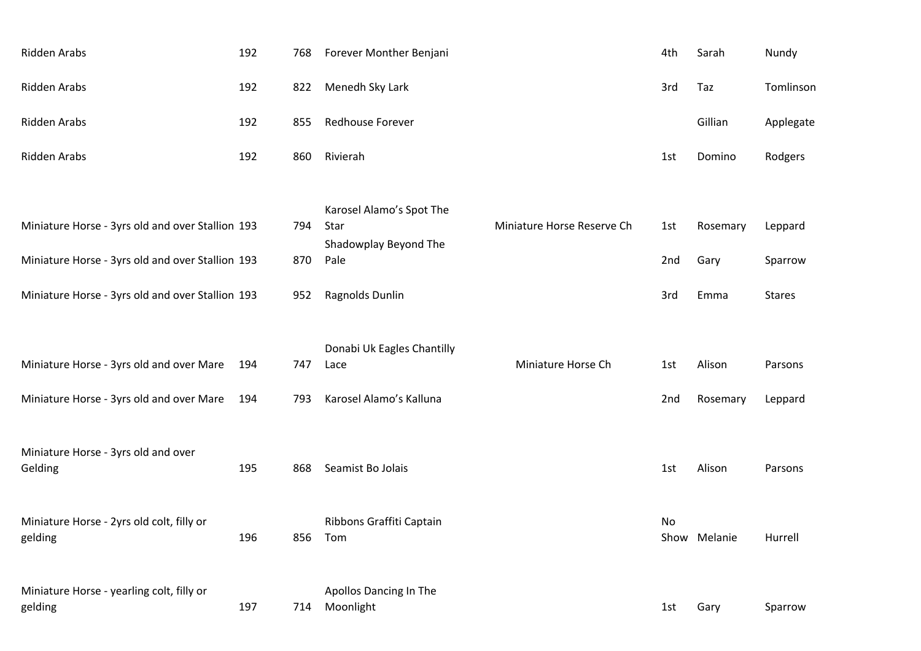| | | | | | | | |
|---|---|---|---|---|---|---|---|
| Ridden Arabs | 192 | 768 | Forever Monther Benjani | | 4th | Sarah | Nundy |
| Ridden Arabs | 192 | 822 | Menedh Sky Lark | | 3rd | Taz | Tomlinson |
| Ridden Arabs | 192 | 855 | Redhouse Forever | | | Gillian | Applegate |
| Ridden Arabs | 192 | 860 | Rivierah | | 1st | Domino | Rodgers |
| Miniature Horse - 3yrs old and over Stallion | 193 | 794 | Karosel Alamo’s Spot The Star | Miniature Horse Reserve Ch | 1st | Rosemary | Leppard |
| Miniature Horse - 3yrs old and over Stallion | 193 | 870 | Shadowplay Beyond The Pale | | 2nd | Gary | Sparrow |
| Miniature Horse - 3yrs old and over Stallion | 193 | 952 | Ragnolds Dunlin | | 3rd | Emma | Stares |
| Miniature Horse - 3yrs old and over Mare | 194 | 747 | Donabi Uk Eagles Chantilly Lace | Miniature Horse Ch | 1st | Alison | Parsons |
| Miniature Horse - 3yrs old and over Mare | 194 | 793 | Karosel Alamo’s Kalluna | | 2nd | Rosemary | Leppard |
| Miniature Horse - 3yrs old and over Gelding | 195 | 868 | Seamist Bo Jolais | | 1st | Alison | Parsons |
| Miniature Horse - 2yrs old colt, filly or gelding | 196 | 856 | Ribbons Graffiti Captain Tom | | No Show | Melanie | Hurrell |
| Miniature Horse - yearling colt, filly or gelding | 197 | 714 | Apollos Dancing In The Moonlight | | 1st | Gary | Sparrow |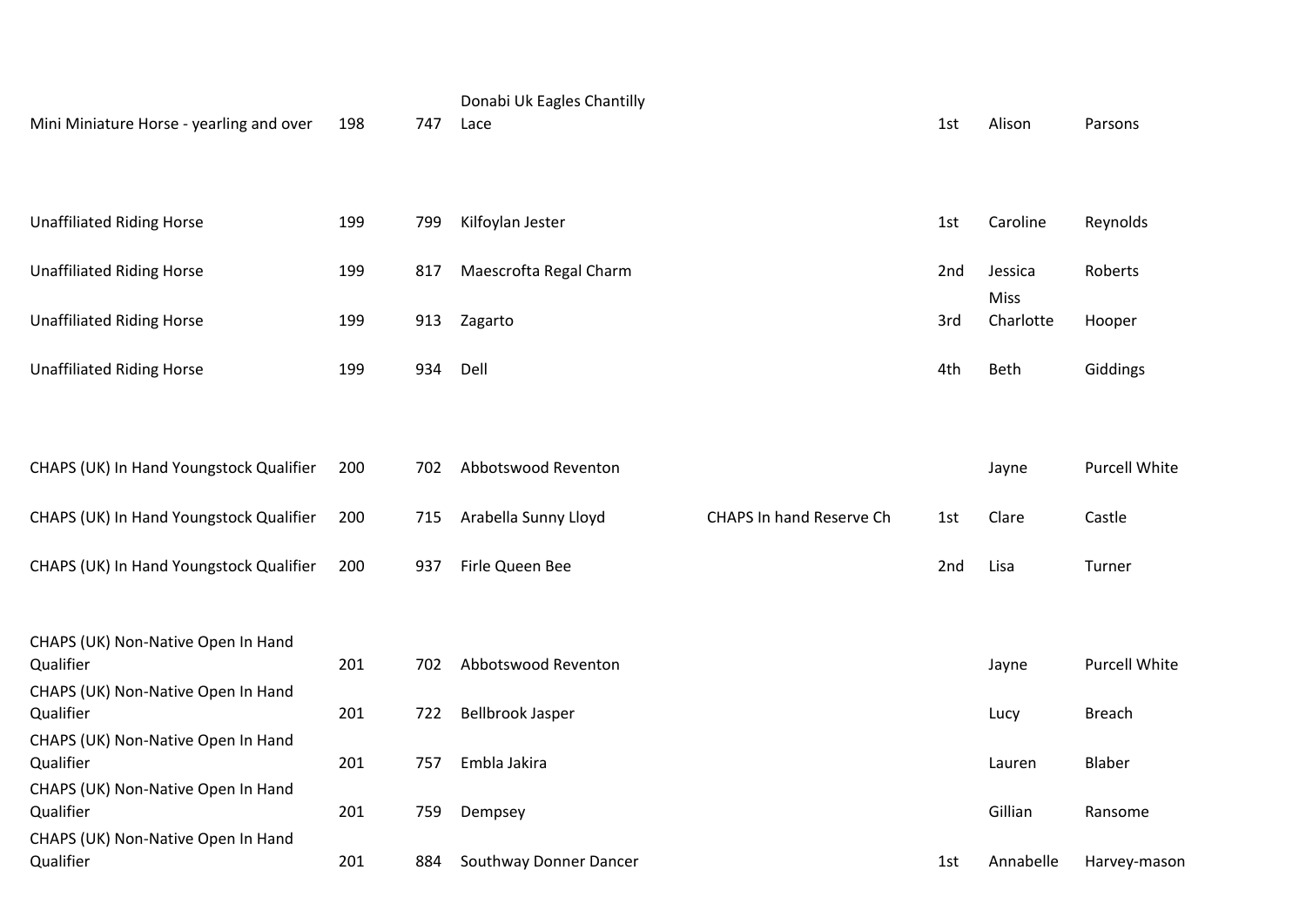| | | | | | | | |
|---|---|---|---|---|---|---|---|
| Mini Miniature Horse - yearling and over | 198 | 747 | Donabi Uk Eagles Chantilly Lace | | 1st | Alison | Parsons |
| Unaffiliated Riding Horse | 199 | 799 | Kilfoylan Jester | | 1st | Caroline | Reynolds |
| Unaffiliated Riding Horse | 199 | 817 | Maescrofta Regal Charm | | 2nd | Jessica | Roberts |
| Unaffiliated Riding Horse | 199 | 913 | Zagarto | | 3rd | Miss Charlotte | Hooper |
| Unaffiliated Riding Horse | 199 | 934 | Dell | | 4th | Beth | Giddings |
| CHAPS (UK) In Hand Youngstock Qualifier | 200 | 702 | Abbotswood Reventon | | | Jayne | Purcell White |
| CHAPS (UK) In Hand Youngstock Qualifier | 200 | 715 | Arabella Sunny Lloyd | CHAPS In hand Reserve Ch | 1st | Clare | Castle |
| CHAPS (UK) In Hand Youngstock Qualifier | 200 | 937 | Firle Queen Bee | | 2nd | Lisa | Turner |
| CHAPS (UK) Non-Native Open In Hand Qualifier | 201 | 702 | Abbotswood Reventon | | | Jayne | Purcell White |
| CHAPS (UK) Non-Native Open In Hand Qualifier | 201 | 722 | Bellbrook Jasper | | | Lucy | Breach |
| CHAPS (UK) Non-Native Open In Hand Qualifier | 201 | 757 | Embla Jakira | | | Lauren | Blaber |
| CHAPS (UK) Non-Native Open In Hand Qualifier | 201 | 759 | Dempsey | | | Gillian | Ransome |
| CHAPS (UK) Non-Native Open In Hand Qualifier | 201 | 884 | Southway Donner Dancer | | 1st | Annabelle | Harvey-mason |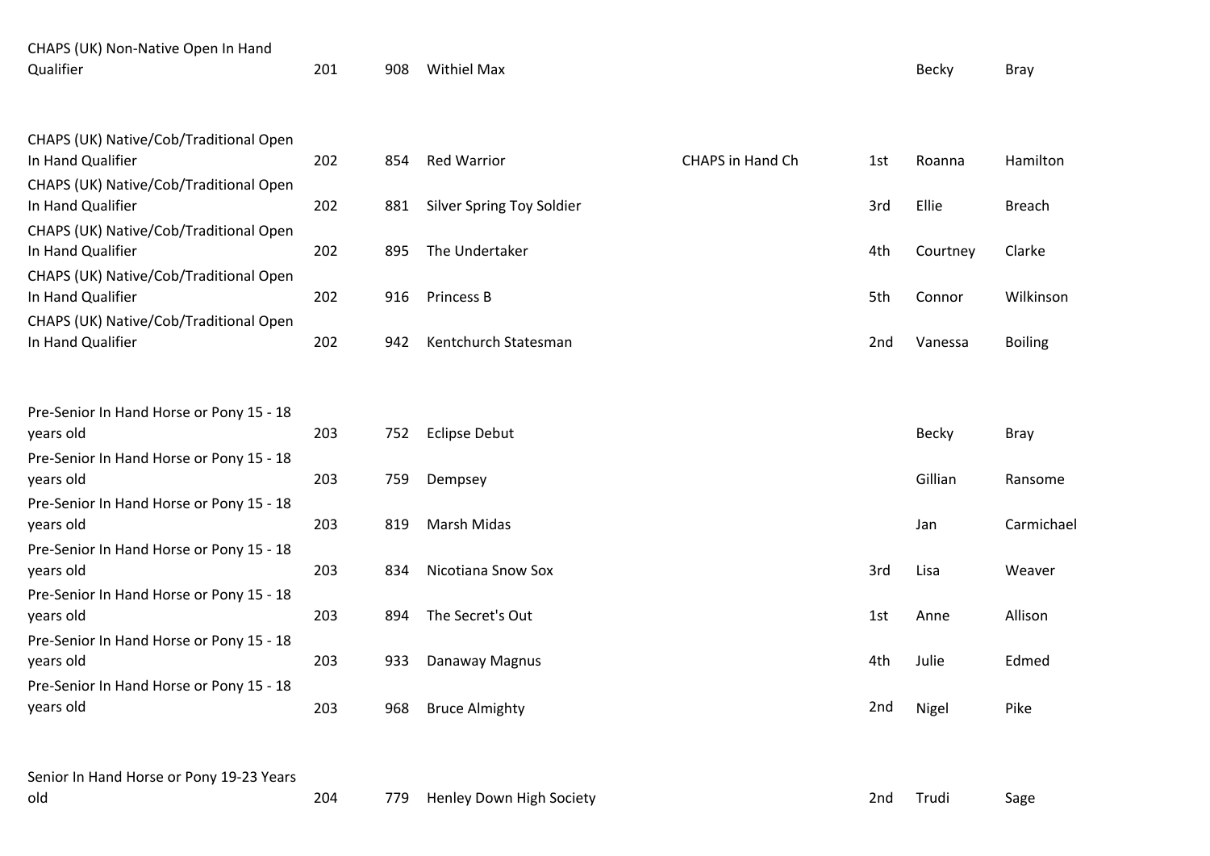| | | | | | | | |
|---|---|---|---|---|---|---|---|
| CHAPS (UK) Non-Native Open In Hand Qualifier | 201 | 908 | Withiel Max | | | Becky | Bray |
| | | | | | | | |
| CHAPS (UK) Native/Cob/Traditional Open In Hand Qualifier | 202 | 854 | Red Warrior | CHAPS in Hand Ch | 1st | Roanna | Hamilton |
| CHAPS (UK) Native/Cob/Traditional Open In Hand Qualifier | 202 | 881 | Silver Spring Toy Soldier | | 3rd | Ellie | Breach |
| CHAPS (UK) Native/Cob/Traditional Open In Hand Qualifier | 202 | 895 | The Undertaker | | 4th | Courtney | Clarke |
| CHAPS (UK) Native/Cob/Traditional Open In Hand Qualifier | 202 | 916 | Princess B | | 5th | Connor | Wilkinson |
| CHAPS (UK) Native/Cob/Traditional Open In Hand Qualifier | 202 | 942 | Kentchurch Statesman | | 2nd | Vanessa | Boiling |
| | | | | | | | |
| Pre-Senior In Hand Horse or Pony 15 - 18 years old | 203 | 752 | Eclipse Debut | | | Becky | Bray |
| Pre-Senior In Hand Horse or Pony 15 - 18 years old | 203 | 759 | Dempsey | | | Gillian | Ransome |
| Pre-Senior In Hand Horse or Pony 15 - 18 years old | 203 | 819 | Marsh Midas | | | Jan | Carmichael |
| Pre-Senior In Hand Horse or Pony 15 - 18 years old | 203 | 834 | Nicotiana Snow Sox | | 3rd | Lisa | Weaver |
| Pre-Senior In Hand Horse or Pony 15 - 18 years old | 203 | 894 | The Secret's Out | | 1st | Anne | Allison |
| Pre-Senior In Hand Horse or Pony 15 - 18 years old | 203 | 933 | Danaway Magnus | | 4th | Julie | Edmed |
| Pre-Senior In Hand Horse or Pony 15 - 18 years old | 203 | 968 | Bruce Almighty | | 2nd | Nigel | Pike |
| | | | | | | | |
| Senior In Hand Horse or Pony 19-23 Years old | 204 | 779 | Henley Down High Society | | 2nd | Trudi | Sage |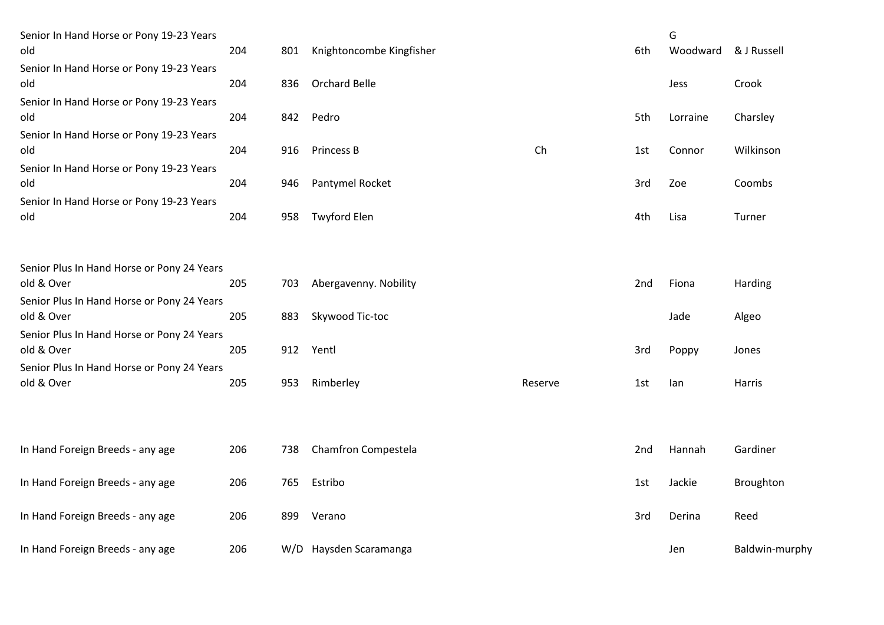| | | | | | | | |
|---|---|---|---|---|---|---|---|
| Senior In Hand Horse or Pony 19-23 Years old | 204 | 801 | Knightoncombe Kingfisher | | 6th | G Woodward | & J Russell |
| Senior In Hand Horse or Pony 19-23 Years old | 204 | 836 | Orchard Belle | | | Jess | Crook |
| Senior In Hand Horse or Pony 19-23 Years old | 204 | 842 | Pedro | | 5th | Lorraine | Charsley |
| Senior In Hand Horse or Pony 19-23 Years old | 204 | 916 | Princess B | Ch | 1st | Connor | Wilkinson |
| Senior In Hand Horse or Pony 19-23 Years old | 204 | 946 | Pantymel Rocket | | 3rd | Zoe | Coombs |
| Senior In Hand Horse or Pony 19-23 Years old | 204 | 958 | Twyford Elen | | 4th | Lisa | Turner |
| | | | | | | | |
| Senior Plus In Hand Horse or Pony 24 Years old & Over | 205 | 703 | Abergavenny. Nobility | | 2nd | Fiona | Harding |
| Senior Plus In Hand Horse or Pony 24 Years old & Over | 205 | 883 | Skywood Tic-toc | | | Jade | Algeo |
| Senior Plus In Hand Horse or Pony 24 Years old & Over | 205 | 912 | Yentl | | 3rd | Poppy | Jones |
| Senior Plus In Hand Horse or Pony 24 Years old & Over | 205 | 953 | Rimberley | Reserve | 1st | Ian | Harris |
| | | | | | | | |
| In Hand Foreign Breeds - any age | 206 | 738 | Chamfron Compestela | | 2nd | Hannah | Gardiner |
| In Hand Foreign Breeds - any age | 206 | 765 | Estribo | | 1st | Jackie | Broughton |
| In Hand Foreign Breeds - any age | 206 | 899 | Verano | | 3rd | Derina | Reed |
| In Hand Foreign Breeds - any age | 206 | W/D | Haysden Scaramanga | | | Jen | Baldwin-murphy |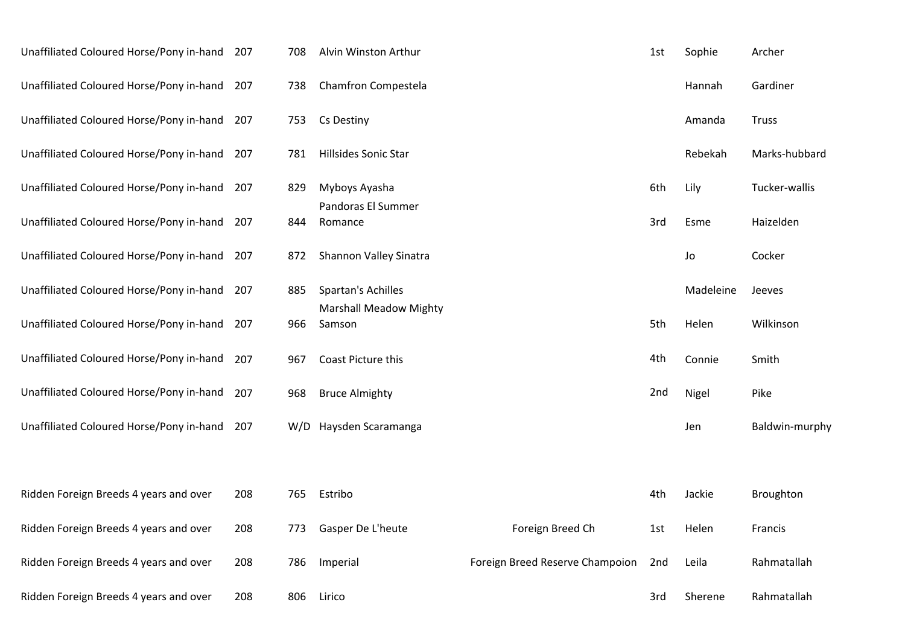| | | | | | | | |
|---|---|---|---|---|---|---|---|
| Unaffiliated Coloured Horse/Pony in-hand | 207 | 708 | Alvin Winston Arthur | | 1st | Sophie | Archer |
| Unaffiliated Coloured Horse/Pony in-hand | 207 | 738 | Chamfron Compestela | | | Hannah | Gardiner |
| Unaffiliated Coloured Horse/Pony in-hand | 207 | 753 | Cs Destiny | | | Amanda | Truss |
| Unaffiliated Coloured Horse/Pony in-hand | 207 | 781 | Hillsides Sonic Star | | | Rebekah | Marks-hubbard |
| Unaffiliated Coloured Horse/Pony in-hand | 207 | 829 | Myboys Ayasha | | 6th | Lily | Tucker-wallis |
| Unaffiliated Coloured Horse/Pony in-hand | 207 | 844 | Pandoras El Summer Romance | | 3rd | Esme | Haizelden |
| Unaffiliated Coloured Horse/Pony in-hand | 207 | 872 | Shannon Valley Sinatra | | | Jo | Cocker |
| Unaffiliated Coloured Horse/Pony in-hand | 207 | 885 | Spartan's Achilles | | | Madeleine | Jeeves |
| Unaffiliated Coloured Horse/Pony in-hand | 207 | 966 | Marshall Meadow Mighty Samson | | 5th | Helen | Wilkinson |
| Unaffiliated Coloured Horse/Pony in-hand | 207 | 967 | Coast Picture this | | 4th | Connie | Smith |
| Unaffiliated Coloured Horse/Pony in-hand | 207 | 968 | Bruce Almighty | | 2nd | Nigel | Pike |
| Unaffiliated Coloured Horse/Pony in-hand | 207 | W/D | Haysden Scaramanga | | | Jen | Baldwin-murphy |
| | | | | | | | |
| Ridden Foreign Breeds 4 years and over | 208 | 765 | Estribo | | 4th | Jackie | Broughton |
| Ridden Foreign Breeds 4 years and over | 208 | 773 | Gasper De L'heute | Foreign Breed Ch | 1st | Helen | Francis |
| Ridden Foreign Breeds 4 years and over | 208 | 786 | Imperial | Foreign Breed Reserve Champoion | 2nd | Leila | Rahmatallah |
| Ridden Foreign Breeds 4 years and over | 208 | 806 | Lirico | | 3rd | Sherene | Rahmatallah |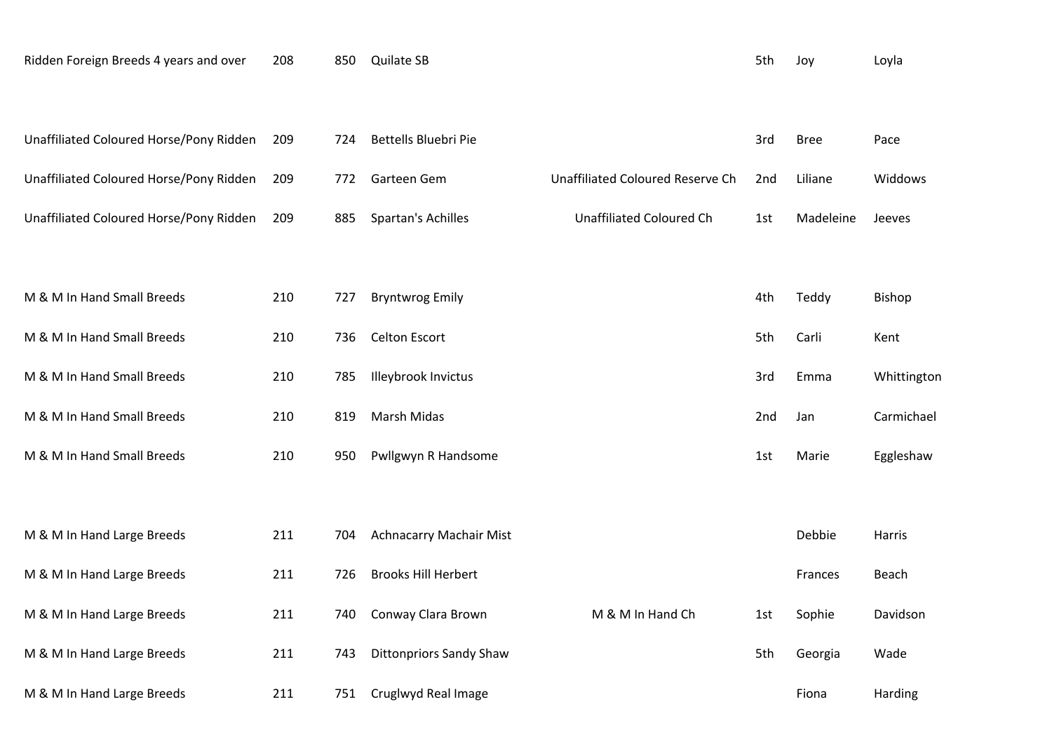| | | | | | | | |
|---|---|---|---|---|---|---|---|
| Ridden Foreign Breeds 4 years and over | 208 | 850 | Quilate SB | | 5th | Joy | Loyla |
| | | | | | | | |
| Unaffiliated Coloured Horse/Pony Ridden | 209 | 724 | Bettells Bluebri Pie | | 3rd | Bree | Pace |
| Unaffiliated Coloured Horse/Pony Ridden | 209 | 772 | Garteen Gem | Unaffiliated Coloured Reserve Ch | 2nd | Liliane | Widdows |
| Unaffiliated Coloured Horse/Pony Ridden | 209 | 885 | Spartan's Achilles | Unaffiliated Coloured Ch | 1st | Madeleine | Jeeves |
| | | | | | | | |
| M & M In Hand Small Breeds | 210 | 727 | Bryntwrog Emily | | 4th | Teddy | Bishop |
| M & M In Hand Small Breeds | 210 | 736 | Celton Escort | | 5th | Carli | Kent |
| M & M In Hand Small Breeds | 210 | 785 | Illeybrook Invictus | | 3rd | Emma | Whittington |
| M & M In Hand Small Breeds | 210 | 819 | Marsh Midas | | 2nd | Jan | Carmichael |
| M & M In Hand Small Breeds | 210 | 950 | Pwllgwyn R Handsome | | 1st | Marie | Eggleshaw |
| | | | | | | | |
| M & M In Hand Large Breeds | 211 | 704 | Achnacarry Machair Mist | | | Debbie | Harris |
| M & M In Hand Large Breeds | 211 | 726 | Brooks Hill Herbert | | | Frances | Beach |
| M & M In Hand Large Breeds | 211 | 740 | Conway Clara Brown | M & M In Hand Ch | 1st | Sophie | Davidson |
| M & M In Hand Large Breeds | 211 | 743 | Dittonpriors Sandy Shaw | | 5th | Georgia | Wade |
| M & M In Hand Large Breeds | 211 | 751 | Cruglwyd Real Image | | | Fiona | Harding |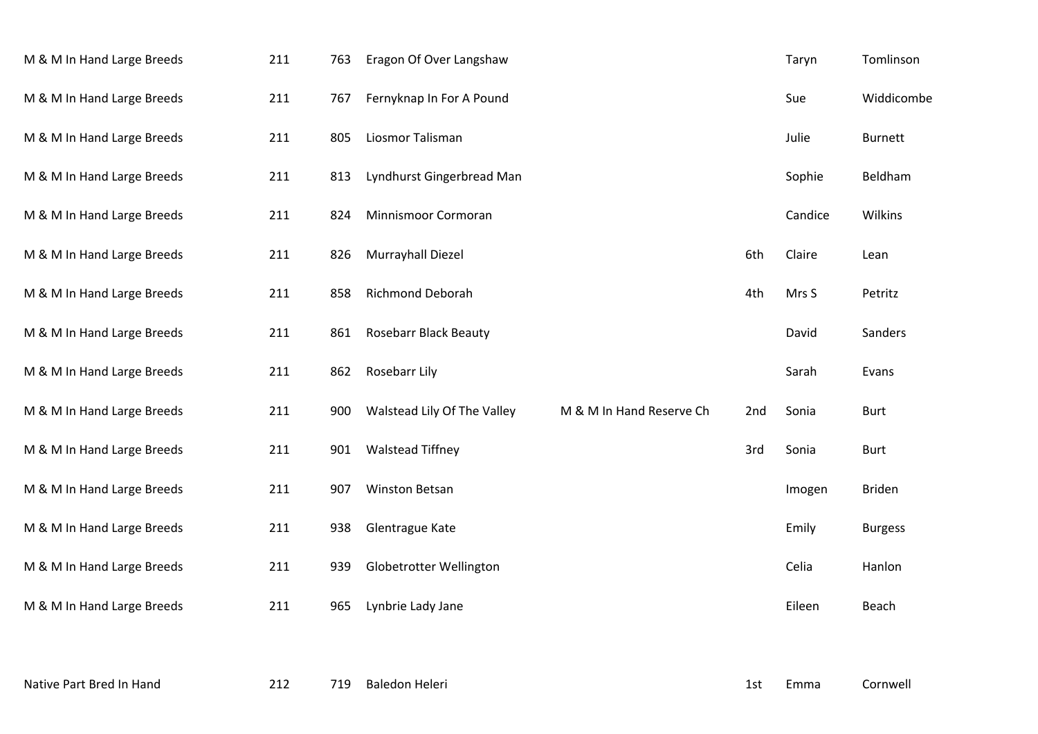| | | | | | | | |
|---|---|---|---|---|---|---|---|
| M & M In Hand Large Breeds | 211 | 763 | Eragon Of Over Langshaw | | | Taryn | Tomlinson |
| M & M In Hand Large Breeds | 211 | 767 | Fernyknap In For A Pound | | | Sue | Widdicombe |
| M & M In Hand Large Breeds | 211 | 805 | Liosmor Talisman | | | Julie | Burnett |
| M & M In Hand Large Breeds | 211 | 813 | Lyndhurst Gingerbread Man | | | Sophie | Beldham |
| M & M In Hand Large Breeds | 211 | 824 | Minnismoor Cormoran | | | Candice | Wilkins |
| M & M In Hand Large Breeds | 211 | 826 | Murrayhall Diezel | | 6th | Claire | Lean |
| M & M In Hand Large Breeds | 211 | 858 | Richmond Deborah | | 4th | Mrs S | Petritz |
| M & M In Hand Large Breeds | 211 | 861 | Rosebarr Black Beauty | | | David | Sanders |
| M & M In Hand Large Breeds | 211 | 862 | Rosebarr Lily | | | Sarah | Evans |
| M & M In Hand Large Breeds | 211 | 900 | Walstead Lily Of The Valley | M & M In Hand Reserve Ch | 2nd | Sonia | Burt |
| M & M In Hand Large Breeds | 211 | 901 | Walstead Tiffney | | 3rd | Sonia | Burt |
| M & M In Hand Large Breeds | 211 | 907 | Winston Betsan | | | Imogen | Briden |
| M & M In Hand Large Breeds | 211 | 938 | Glentrague Kate | | | Emily | Burgess |
| M & M In Hand Large Breeds | 211 | 939 | Globetrotter Wellington | | | Celia | Hanlon |
| M & M In Hand Large Breeds | 211 | 965 | Lynbrie Lady Jane | | | Eileen | Beach |
| | | | | | | | |
| Native Part Bred In Hand | 212 | 719 | Baledon Heleri | | 1st | Emma | Cornwell |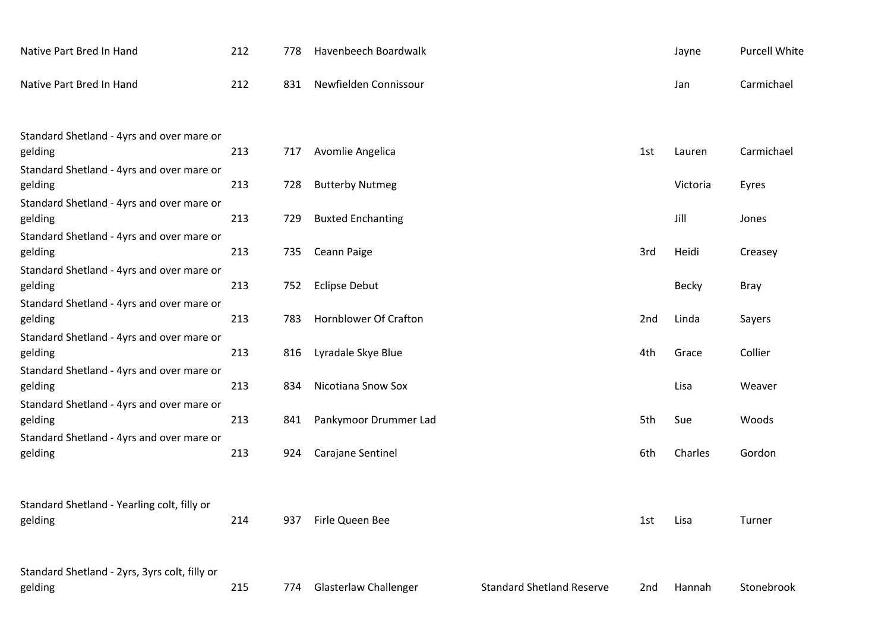| | | | | | | | |
|---|---|---|---|---|---|---|---|
| Native Part Bred In Hand | 212 | 778 | Havenbeech Boardwalk | | | Jayne | Purcell White |
| Native Part Bred In Hand | 212 | 831 | Newfielden Connissour | | | Jan | Carmichael |
| Standard Shetland - 4yrs and over mare or gelding | 213 | 717 | Avomlie Angelica | | 1st | Lauren | Carmichael |
| Standard Shetland - 4yrs and over mare or gelding | 213 | 728 | Butterby Nutmeg | | | Victoria | Eyres |
| Standard Shetland - 4yrs and over mare or gelding | 213 | 729 | Buxted Enchanting | | | Jill | Jones |
| Standard Shetland - 4yrs and over mare or gelding | 213 | 735 | Ceann Paige | | 3rd | Heidi | Creasey |
| Standard Shetland - 4yrs and over mare or gelding | 213 | 752 | Eclipse Debut | | | Becky | Bray |
| Standard Shetland - 4yrs and over mare or gelding | 213 | 783 | Hornblower Of Crafton | | 2nd | Linda | Sayers |
| Standard Shetland - 4yrs and over mare or gelding | 213 | 816 | Lyradale Skye Blue | | 4th | Grace | Collier |
| Standard Shetland - 4yrs and over mare or gelding | 213 | 834 | Nicotiana Snow Sox | | | Lisa | Weaver |
| Standard Shetland - 4yrs and over mare or gelding | 213 | 841 | Pankymoor Drummer Lad | | 5th | Sue | Woods |
| Standard Shetland - 4yrs and over mare or gelding | 213 | 924 | Carajane Sentinel | | 6th | Charles | Gordon |
| Standard Shetland - Yearling colt, filly or gelding | 214 | 937 | Firle Queen Bee | | 1st | Lisa | Turner |
| Standard Shetland - 2yrs, 3yrs colt, filly or gelding | 215 | 774 | Glasterlaw Challenger | Standard Shetland Reserve | 2nd | Hannah | Stonebrook |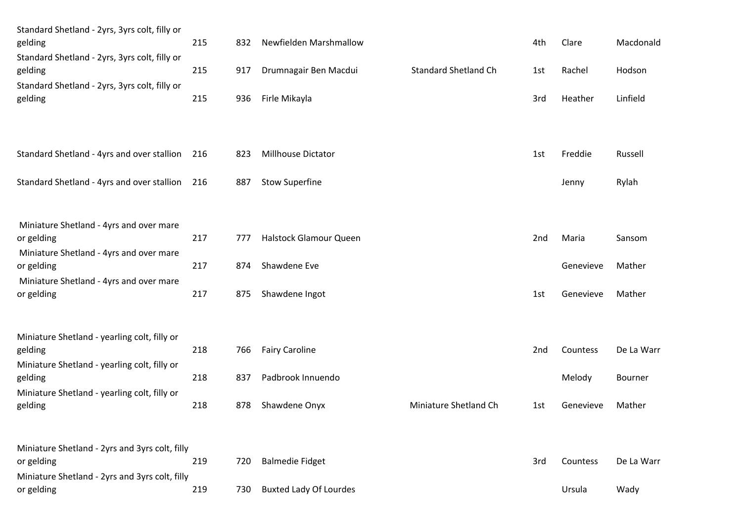| | | | | | | | |
|---|---|---|---|---|---|---|---|
| Standard Shetland - 2yrs, 3yrs colt, filly or gelding | 215 | 832 | Newfielden Marshmallow | | 4th | Clare | Macdonald |
| Standard Shetland - 2yrs, 3yrs colt, filly or gelding | 215 | 917 | Drumnagair Ben Macdui | Standard Shetland Ch | 1st | Rachel | Hodson |
| Standard Shetland - 2yrs, 3yrs colt, filly or gelding | 215 | 936 | Firle Mikayla | | 3rd | Heather | Linfield |
| Standard Shetland - 4yrs and over stallion | 216 | 823 | Millhouse Dictator | | 1st | Freddie | Russell |
| Standard Shetland - 4yrs and over stallion | 216 | 887 | Stow Superfine | | | Jenny | Rylah |
| Miniature Shetland - 4yrs and over mare or gelding | 217 | 777 | Halstock Glamour Queen | | 2nd | Maria | Sansom |
| Miniature Shetland - 4yrs and over mare or gelding | 217 | 874 | Shawdene Eve | | | Genevieve | Mather |
| Miniature Shetland - 4yrs and over mare or gelding | 217 | 875 | Shawdene Ingot | | 1st | Genevieve | Mather |
| Miniature Shetland - yearling colt, filly or gelding | 218 | 766 | Fairy Caroline | | 2nd | Countess | De La Warr |
| Miniature Shetland - yearling colt, filly or gelding | 218 | 837 | Padbrook Innuendo | | | Melody | Bourner |
| Miniature Shetland - yearling colt, filly or gelding | 218 | 878 | Shawdene Onyx | Miniature Shetland Ch | 1st | Genevieve | Mather |
| Miniature Shetland - 2yrs and 3yrs colt, filly or gelding | 219 | 720 | Balmedie Fidget | | 3rd | Countess | De La Warr |
| Miniature Shetland - 2yrs and 3yrs colt, filly or gelding | 219 | 730 | Buxted Lady Of Lourdes | | | Ursula | Wady |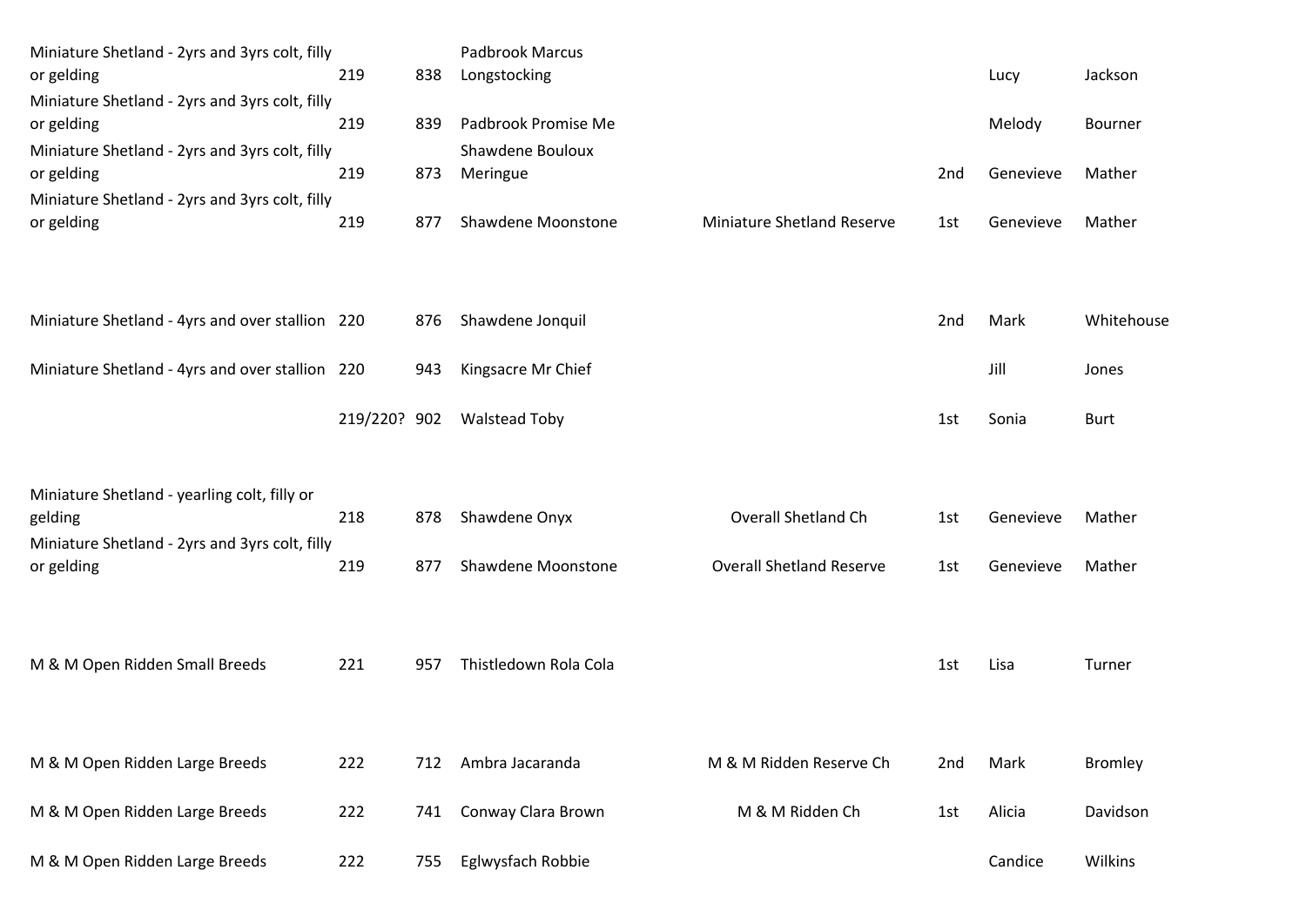| | | | | | | | |
|---|---|---|---|---|---|---|---|
| Miniature Shetland - 2yrs and 3yrs colt, filly or gelding | 219 | 838 | Padbrook Marcus Longstocking | | | Lucy | Jackson |
| Miniature Shetland - 2yrs and 3yrs colt, filly or gelding | 219 | 839 | Padbrook Promise Me | | | Melody | Bourner |
| Miniature Shetland - 2yrs and 3yrs colt, filly or gelding | 219 | 873 | Shawdene Bouloux Meringue | | 2nd | Genevieve | Mather |
| Miniature Shetland - 2yrs and 3yrs colt, filly or gelding | 219 | 877 | Shawdene Moonstone | Miniature Shetland Reserve | 1st | Genevieve | Mather |
| | | | | | | | |
| Miniature Shetland - 4yrs and over stallion | 220 | 876 | Shawdene Jonquil | | 2nd | Mark | Whitehouse |
| Miniature Shetland - 4yrs and over stallion | 220 | 943 | Kingsacre Mr Chief | | | Jill | Jones |
| | 219/220? | 902 | Walstead Toby | | 1st | Sonia | Burt |
| | | | | | | | |
| Miniature Shetland - yearling colt, filly or gelding | 218 | 878 | Shawdene Onyx | Overall Shetland Ch | 1st | Genevieve | Mather |
| Miniature Shetland - 2yrs and 3yrs colt, filly or gelding | 219 | 877 | Shawdene Moonstone | Overall Shetland Reserve | 1st | Genevieve | Mather |
| | | | | | | | |
| M & M Open Ridden Small Breeds | 221 | 957 | Thistledown Rola Cola | | 1st | Lisa | Turner |
| | | | | | | | |
| M & M Open Ridden Large Breeds | 222 | 712 | Ambra Jacaranda | M & M Ridden Reserve Ch | 2nd | Mark | Bromley |
| M & M Open Ridden Large Breeds | 222 | 741 | Conway Clara Brown | M & M Ridden Ch | 1st | Alicia | Davidson |
| M & M Open Ridden Large Breeds | 222 | 755 | Eglwysfach Robbie | | | Candice | Wilkins |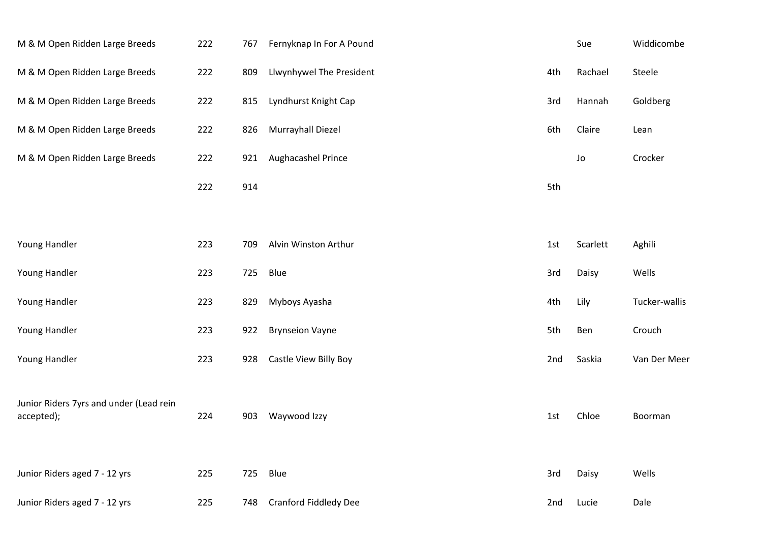| | | | | | | |
|---|---|---|---|---|---|---|
| M & M Open Ridden Large Breeds | 222 | 767 | Fernyknap In For A Pound | | Sue | Widdicombe |
| M & M Open Ridden Large Breeds | 222 | 809 | Llwynhywel The President | 4th | Rachael | Steele |
| M & M Open Ridden Large Breeds | 222 | 815 | Lyndhurst Knight Cap | 3rd | Hannah | Goldberg |
| M & M Open Ridden Large Breeds | 222 | 826 | Murrayhall Diezel | 6th | Claire | Lean |
| M & M Open Ridden Large Breeds | 222 | 921 | Aughacashel Prince | | Jo | Crocker |
| | 222 | 914 | | 5th | | |
| Young Handler | 223 | 709 | Alvin Winston Arthur | 1st | Scarlett | Aghili |
| Young Handler | 223 | 725 | Blue | 3rd | Daisy | Wells |
| Young Handler | 223 | 829 | Myboys Ayasha | 4th | Lily | Tucker-wallis |
| Young Handler | 223 | 922 | Brynseion Vayne | 5th | Ben | Crouch |
| Young Handler | 223 | 928 | Castle View Billy Boy | 2nd | Saskia | Van Der Meer |
| Junior Riders 7yrs and under (Lead rein accepted); | 224 | 903 | Waywood Izzy | 1st | Chloe | Boorman |
| Junior Riders aged 7 - 12 yrs | 225 | 725 | Blue | 3rd | Daisy | Wells |
| Junior Riders aged 7 - 12 yrs | 225 | 748 | Cranford Fiddledy Dee | 2nd | Lucie | Dale |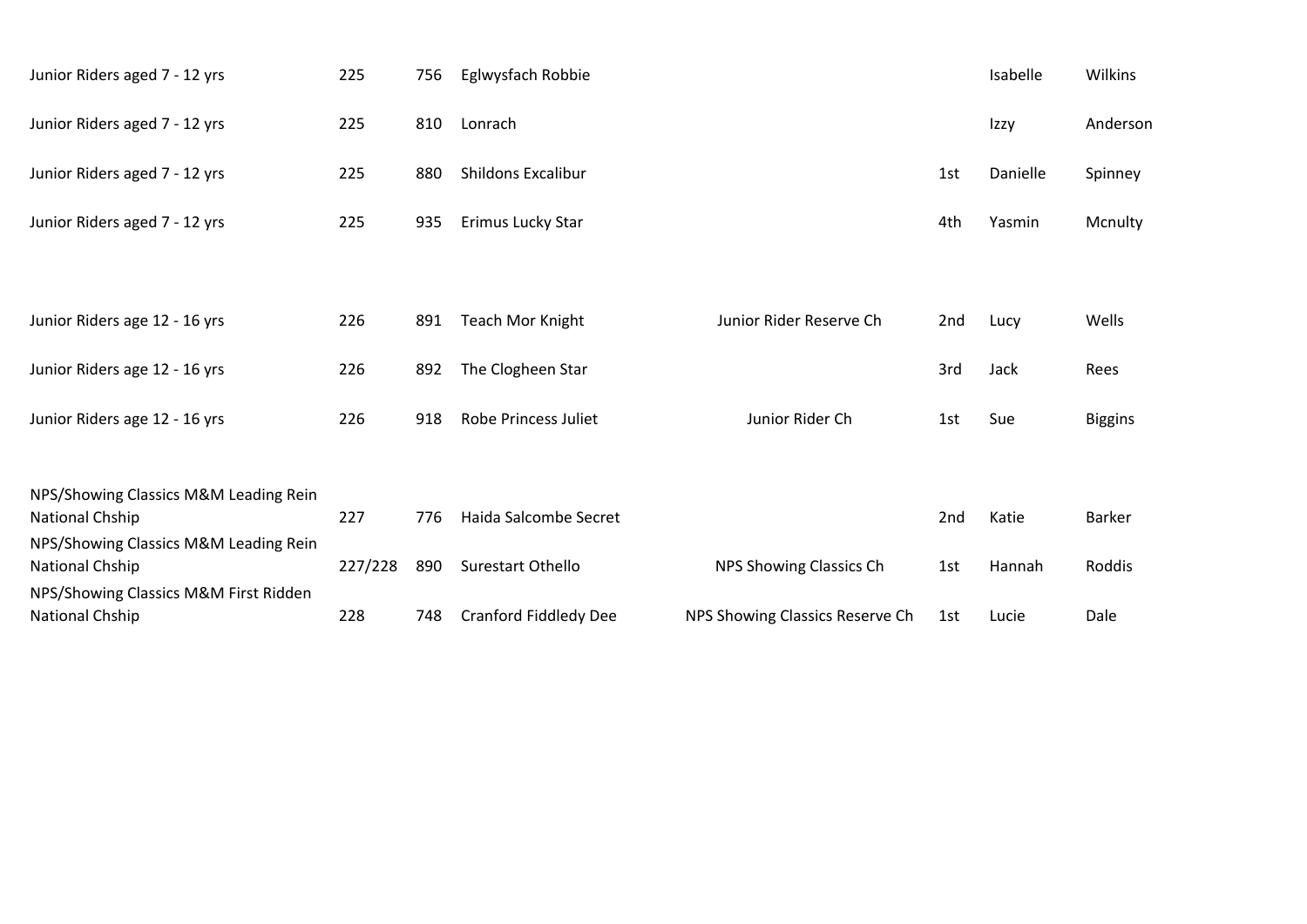| | | | | | | | |
|---|---|---|---|---|---|---|---|
| Junior Riders aged 7 - 12 yrs | 225 | 756 | Eglwysfach Robbie | | | Isabelle | Wilkins |
| Junior Riders aged 7 - 12 yrs | 225 | 810 | Lonrach | | | Izzy | Anderson |
| Junior Riders aged 7 - 12 yrs | 225 | 880 | Shildons Excalibur | | 1st | Danielle | Spinney |
| Junior Riders aged 7 - 12 yrs | 225 | 935 | Erimus Lucky Star | | 4th | Yasmin | Mcnulty |
| Junior Riders age 12 - 16 yrs | 226 | 891 | Teach Mor Knight | Junior Rider Reserve Ch | 2nd | Lucy | Wells |
| Junior Riders age 12 - 16 yrs | 226 | 892 | The Clogheen Star | | 3rd | Jack | Rees |
| Junior Riders age 12 - 16 yrs | 226 | 918 | Robe Princess Juliet | Junior Rider Ch | 1st | Sue | Biggins |
| NPS/Showing Classics M&M Leading Rein National Chship | 227 | 776 | Haida Salcombe Secret | | 2nd | Katie | Barker |
| NPS/Showing Classics M&M Leading Rein National Chship | 227/228 | 890 | Surestart Othello | NPS Showing Classics Ch | 1st | Hannah | Roddis |
| NPS/Showing Classics M&M First Ridden National Chship | 228 | 748 | Cranford Fiddledy Dee | NPS Showing Classics Reserve Ch | 1st | Lucie | Dale |